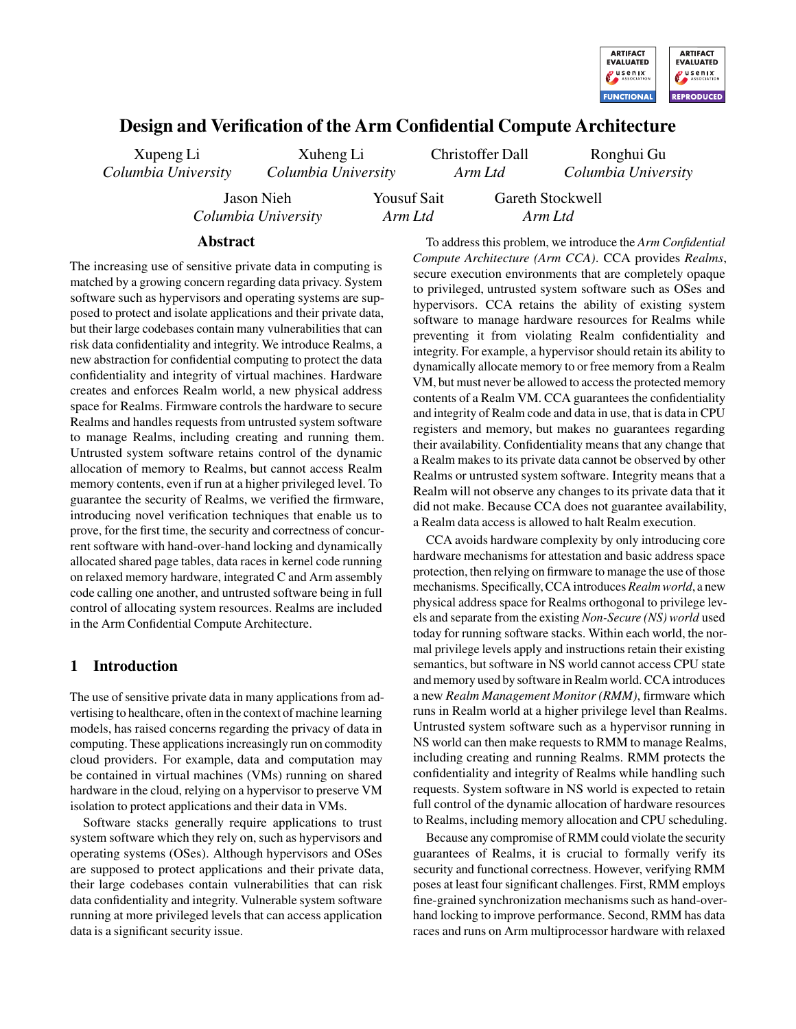# Design and Verification of the Arm Confidential Compute Architecture

Xupeng Li, *Columbia University*
Xuheng Li, *Columbia University*
Christoffer Dall, *Arm Ltd*
Ronghui Gu, *Columbia University*
Jason Nieh, *Columbia University*
Yousuf Sait, *Arm Ltd*
Gareth Stockwell, *Arm Ltd*

## Abstract

The increasing use of sensitive private data in computing is matched by a growing concern regarding data privacy. System software such as hypervisors and operating systems are supposed to protect and isolate applications and their private data, but their large codebases contain many vulnerabilities that can risk data confidentiality and integrity. We introduce Realms, a new abstraction for confidential computing to protect the data confidentiality and integrity of virtual machines. Hardware creates and enforces Realm world, a new physical address space for Realms. Firmware controls the hardware to secure Realms and handles requests from untrusted system software to manage Realms, including creating and running them. Untrusted system software retains control of the dynamic allocation of memory to Realms, but cannot access Realm memory contents, even if run at a higher privileged level. To guarantee the security of Realms, we verified the firmware, introducing novel verification techniques that enable us to prove, for the first time, the security and correctness of concurrent software with hand-over-hand locking and dynamically allocated shared page tables, data races in kernel code running on relaxed memory hardware, integrated C and Arm assembly code calling one another, and untrusted software being in full control of allocating system resources. Realms are included in the Arm Confidential Compute Architecture.

## 1 Introduction

The use of sensitive private data in many applications from advertising to healthcare, often in the context of machine learning models, has raised concerns regarding the privacy of data in computing. These applications increasingly run on commodity cloud providers. For example, data and computation may be contained in virtual machines (VMs) running on shared hardware in the cloud, relying on a hypervisor to preserve VM isolation to protect applications and their data in VMs.

Software stacks generally require applications to trust system software which they rely on, such as hypervisors and operating systems (OSes). Although hypervisors and OSes are supposed to protect applications and their private data, their large codebases contain vulnerabilities that can risk data confidentiality and integrity. Vulnerable system software running at more privileged levels that can access application data is a significant security issue.

To address this problem, we introduce the *Arm Confidential Compute Architecture (Arm CCA)*. CCA provides *Realms*, secure execution environments that are completely opaque to privileged, untrusted system software such as OSes and hypervisors. CCA retains the ability of existing system software to manage hardware resources for Realms while preventing it from violating Realm confidentiality and integrity. For example, a hypervisor should retain its ability to dynamically allocate memory to or free memory from a Realm VM, but must never be allowed to access the protected memory contents of a Realm VM. CCA guarantees the confidentiality and integrity of Realm code and data in use, that is data in CPU registers and memory, but makes no guarantees regarding their availability. Confidentiality means that any change that a Realm makes to its private data cannot be observed by other Realms or untrusted system software. Integrity means that a Realm will not observe any changes to its private data that it did not make. Because CCA does not guarantee availability, a Realm data access is allowed to halt Realm execution.

CCA avoids hardware complexity by only introducing core hardware mechanisms for attestation and basic address space protection, then relying on firmware to manage the use of those mechanisms. Specifically, CCA introduces *Realm world*, a new physical address space for Realms orthogonal to privilege levels and separate from the existing *Non-Secure (NS) world* used today for running software stacks. Within each world, the normal privilege levels apply and instructions retain their existing semantics, but software in NS world cannot access CPU state and memory used by software in Realm world. CCA introduces a new *Realm Management Monitor (RMM)*, firmware which runs in Realm world at a higher privilege level than Realms. Untrusted system software such as a hypervisor running in NS world can then make requests to RMM to manage Realms, including creating and running Realms. RMM protects the confidentiality and integrity of Realms while handling such requests. System software in NS world is expected to retain full control of the dynamic allocation of hardware resources to Realms, including memory allocation and CPU scheduling.

Because any compromise of RMM could violate the security guarantees of Realms, it is crucial to formally verify its security and functional correctness. However, verifying RMM poses at least four significant challenges. First, RMM employs fine-grained synchronization mechanisms such as hand-over-hand locking to improve performance. Second, RMM has data races and runs on Arm multiprocessor hardware with relaxed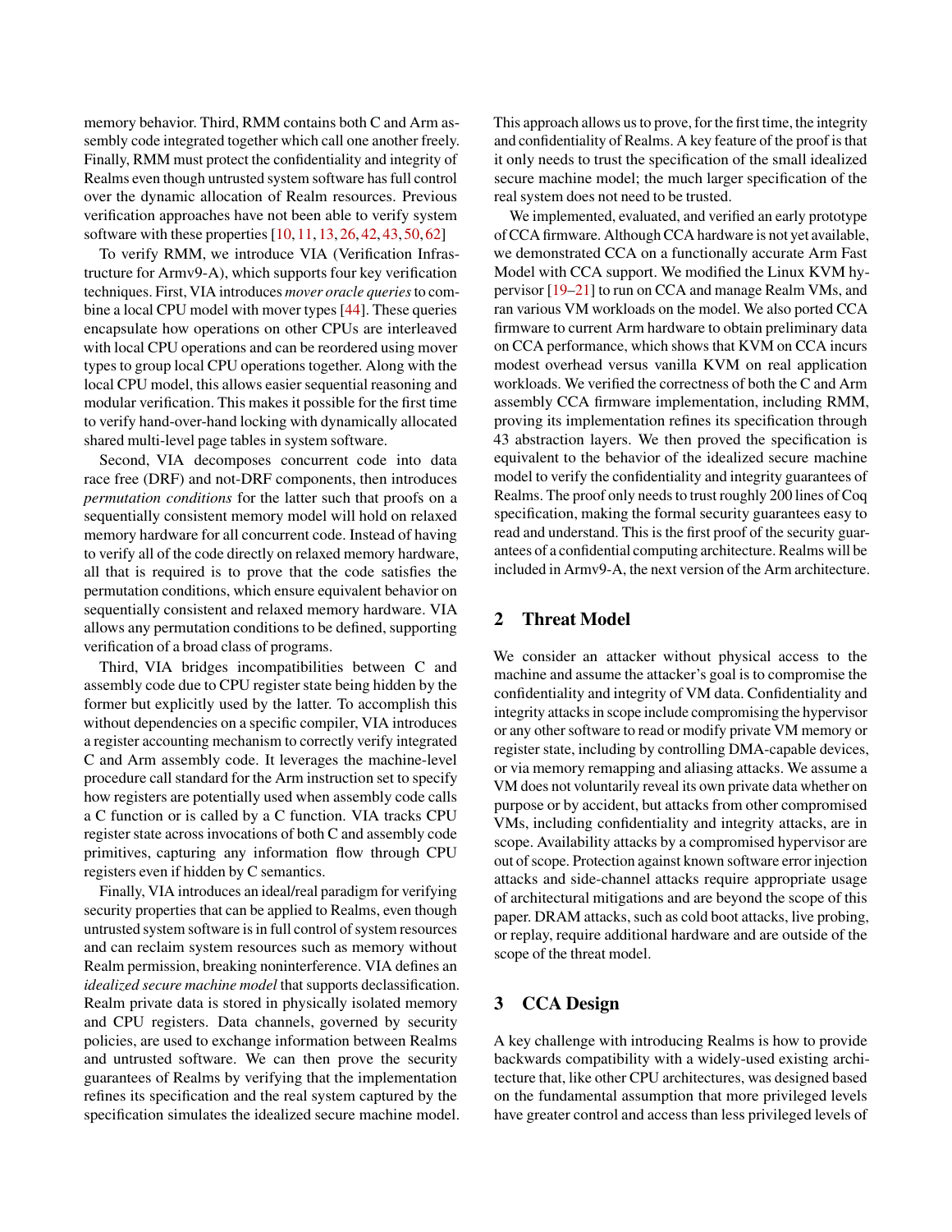memory behavior. Third, RMM contains both C and Arm assembly code integrated together which call one another freely. Finally, RMM must protect the confidentiality and integrity of Realms even though untrusted system software has full control over the dynamic allocation of Realm resources. Previous verification approaches have not been able to verify system software with these properties [10, 11, 13, 26, 42, 43, 50, 62]

To verify RMM, we introduce VIA (Verification Infrastructure for Armv9-A), which supports four key verification techniques. First, VIA introduces *mover oracle queries* to combine a local CPU model with mover types [44]. These queries encapsulate how operations on other CPUs are interleaved with local CPU operations and can be reordered using mover types to group local CPU operations together. Along with the local CPU model, this allows easier sequential reasoning and modular verification. This makes it possible for the first time to verify hand-over-hand locking with dynamically allocated shared multi-level page tables in system software.

Second, VIA decomposes concurrent code into data race free (DRF) and not-DRF components, then introduces *permutation conditions* for the latter such that proofs on a sequentially consistent memory model will hold on relaxed memory hardware for all concurrent code. Instead of having to verify all of the code directly on relaxed memory hardware, all that is required is to prove that the code satisfies the permutation conditions, which ensure equivalent behavior on sequentially consistent and relaxed memory hardware. VIA allows any permutation conditions to be defined, supporting verification of a broad class of programs.

Third, VIA bridges incompatibilities between C and assembly code due to CPU register state being hidden by the former but explicitly used by the latter. To accomplish this without dependencies on a specific compiler, VIA introduces a register accounting mechanism to correctly verify integrated C and Arm assembly code. It leverages the machine-level procedure call standard for the Arm instruction set to specify how registers are potentially used when assembly code calls a C function or is called by a C function. VIA tracks CPU register state across invocations of both C and assembly code primitives, capturing any information flow through CPU registers even if hidden by C semantics.

Finally, VIA introduces an ideal/real paradigm for verifying security properties that can be applied to Realms, even though untrusted system software is in full control of system resources and can reclaim system resources such as memory without Realm permission, breaking noninterference. VIA defines an *idealized secure machine model* that supports declassification. Realm private data is stored in physically isolated memory and CPU registers. Data channels, governed by security policies, are used to exchange information between Realms and untrusted software. We can then prove the security guarantees of Realms by verifying that the implementation refines its specification and the real system captured by the specification simulates the idealized secure machine model. This approach allows us to prove, for the first time, the integrity and confidentiality of Realms. A key feature of the proof is that it only needs to trust the specification of the small idealized secure machine model; the much larger specification of the real system does not need to be trusted.

We implemented, evaluated, and verified an early prototype of CCA firmware. Although CCA hardware is not yet available, we demonstrated CCA on a functionally accurate Arm Fast Model with CCA support. We modified the Linux KVM hypervisor [19–21] to run on CCA and manage Realm VMs, and ran various VM workloads on the model. We also ported CCA firmware to current Arm hardware to obtain preliminary data on CCA performance, which shows that KVM on CCA incurs modest overhead versus vanilla KVM on real application workloads. We verified the correctness of both the C and Arm assembly CCA firmware implementation, including RMM, proving its implementation refines its specification through 43 abstraction layers. We then proved the specification is equivalent to the behavior of the idealized secure machine model to verify the confidentiality and integrity guarantees of Realms. The proof only needs to trust roughly 200 lines of Coq specification, making the formal security guarantees easy to read and understand. This is the first proof of the security guarantees of a confidential computing architecture. Realms will be included in Armv9-A, the next version of the Arm architecture.

## 2 Threat Model

We consider an attacker without physical access to the machine and assume the attacker's goal is to compromise the confidentiality and integrity of VM data. Confidentiality and integrity attacks in scope include compromising the hypervisor or any other software to read or modify private VM memory or register state, including by controlling DMA-capable devices, or via memory remapping and aliasing attacks. We assume a VM does not voluntarily reveal its own private data whether on purpose or by accident, but attacks from other compromised VMs, including confidentiality and integrity attacks, are in scope. Availability attacks by a compromised hypervisor are out of scope. Protection against known software error injection attacks and side-channel attacks require appropriate usage of architectural mitigations and are beyond the scope of this paper. DRAM attacks, such as cold boot attacks, live probing, or replay, require additional hardware and are outside of the scope of the threat model.

## 3 CCA Design

A key challenge with introducing Realms is how to provide backwards compatibility with a widely-used existing architecture that, like other CPU architectures, was designed based on the fundamental assumption that more privileged levels have greater control and access than less privileged levels of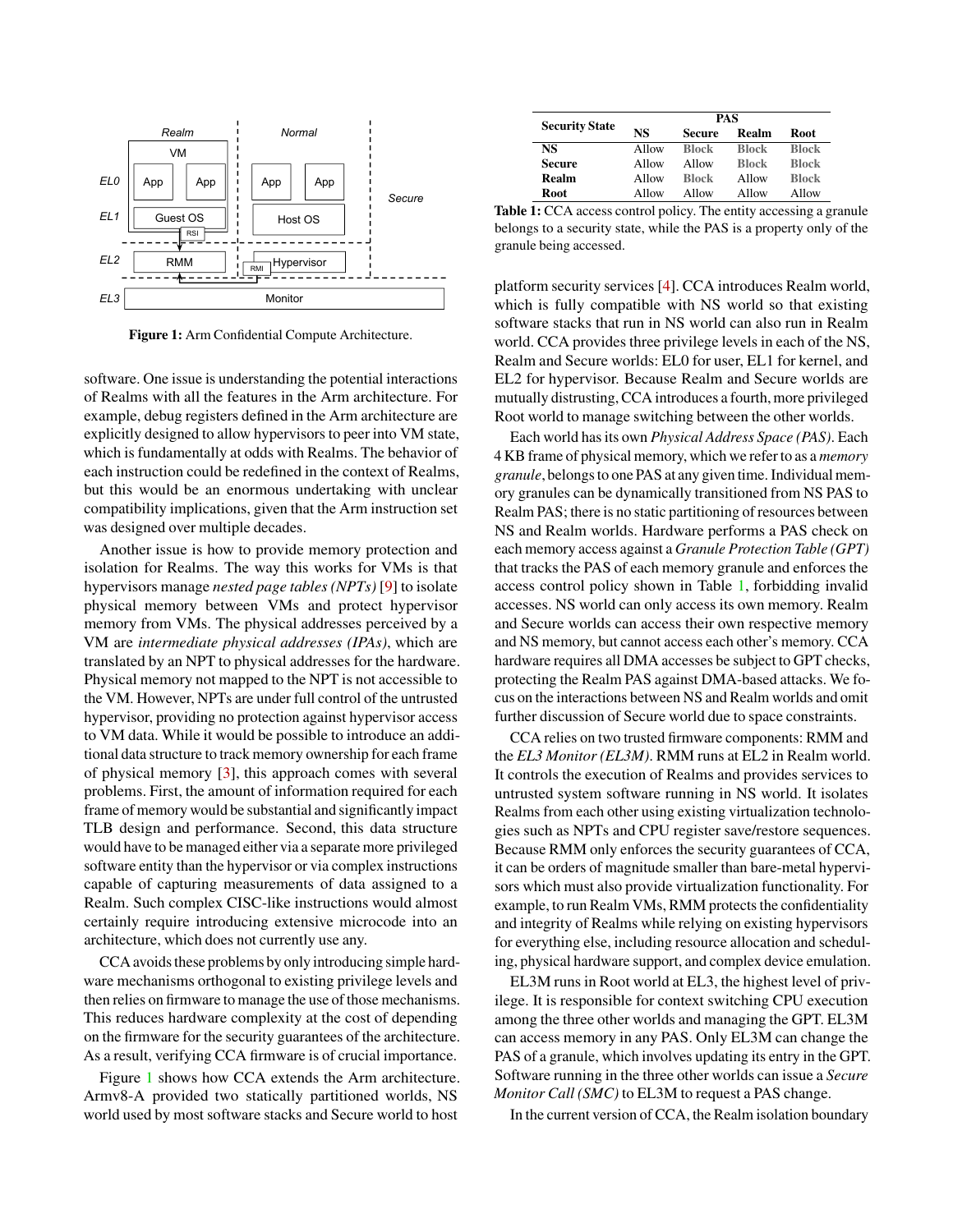Figure 1: Arm Confidential Compute Architecture.

software. One issue is understanding the potential interactions of Realms with all the features in the Arm architecture. For example, debug registers defined in the Arm architecture are explicitly designed to allow hypervisors to peer into VM state, which is fundamentally at odds with Realms. The behavior of each instruction could be redefined in the context of Realms, but this would be an enormous undertaking with unclear compatibility implications, given that the Arm instruction set was designed over multiple decades.

Another issue is how to provide memory protection and isolation for Realms. The way this works for VMs is that hypervisors manage *nested page tables (NPTs)* [9] to isolate physical memory between VMs and protect hypervisor memory from VMs. The physical addresses perceived by a VM are *intermediate physical addresses (IPAs)*, which are translated by an NPT to physical addresses for the hardware. Physical memory not mapped to the NPT is not accessible to the VM. However, NPTs are under full control of the untrusted hypervisor, providing no protection against hypervisor access to VM data. While it would be possible to introduce an additional data structure to track memory ownership for each frame of physical memory [3], this approach comes with several problems. First, the amount of information required for each frame of memory would be substantial and significantly impact TLB design and performance. Second, this data structure would have to be managed either via a separate more privileged software entity than the hypervisor or via complex instructions capable of capturing measurements of data assigned to a Realm. Such complex CISC-like instructions would almost certainly require introducing extensive microcode into an architecture, which does not currently use any.

CCA avoids these problems by only introducing simple hardware mechanisms orthogonal to existing privilege levels and then relies on firmware to manage the use of those mechanisms. This reduces hardware complexity at the cost of depending on the firmware for the security guarantees of the architecture. As a result, verifying CCA firmware is of crucial importance.

Figure 1 shows how CCA extends the Arm architecture. Armv8-A provided two statically partitioned worlds, NS world used by most software stacks and Secure world to host

| Security State | PAS | | | |
|---|---|---|---|---|
| | **NS** | **Secure** | **Realm** | **Root** |
| **NS** | Allow | Block | Block | Block |
| **Secure** | Allow | Allow | Block | Block |
| **Realm** | Allow | Block | Allow | Block |
| **Root** | Allow | Allow | Allow | Allow |

**Table 1:** CCA access control policy. The entity accessing a granule belongs to a security state, while the PAS is a property only of the granule being accessed.

platform security services [4]. CCA introduces Realm world, which is fully compatible with NS world so that existing software stacks that run in NS world can also run in Realm world. CCA provides three privilege levels in each of the NS, Realm and Secure worlds: EL0 for user, EL1 for kernel, and EL2 for hypervisor. Because Realm and Secure worlds are mutually distrusting, CCA introduces a fourth, more privileged Root world to manage switching between the other worlds.

Each world has its own *Physical Address Space (PAS)*. Each 4 KB frame of physical memory, which we refer to as a *memory granule*, belongs to one PAS at any given time. Individual memory granules can be dynamically transitioned from NS PAS to Realm PAS; there is no static partitioning of resources between NS and Realm worlds. Hardware performs a PAS check on each memory access against a *Granule Protection Table (GPT)* that tracks the PAS of each memory granule and enforces the access control policy shown in Table 1, forbidding invalid accesses. NS world can only access its own memory. Realm and Secure worlds can access their own respective memory and NS memory, but cannot access each other's memory. CCA hardware requires all DMA accesses be subject to GPT checks, protecting the Realm PAS against DMA-based attacks. We focus on the interactions between NS and Realm worlds and omit further discussion of Secure world due to space constraints.

CCA relies on two trusted firmware components: RMM and the *EL3 Monitor (EL3M)*. RMM runs at EL2 in Realm world. It controls the execution of Realms and provides services to untrusted system software running in NS world. It isolates Realms from each other using existing virtualization technologies such as NPTs and CPU register save/restore sequences. Because RMM only enforces the security guarantees of CCA, it can be orders of magnitude smaller than bare-metal hypervisors which must also provide virtualization functionality. For example, to run Realm VMs, RMM protects the confidentiality and integrity of Realms while relying on existing hypervisors for everything else, including resource allocation and scheduling, physical hardware support, and complex device emulation.

EL3M runs in Root world at EL3, the highest level of privilege. It is responsible for context switching CPU execution among the three other worlds and managing the GPT. EL3M can access memory in any PAS. Only EL3M can change the PAS of a granule, which involves updating its entry in the GPT. Software running in the three other worlds can issue a *Secure Monitor Call (SMC)* to EL3M to request a PAS change.

In the current version of CCA, the Realm isolation boundary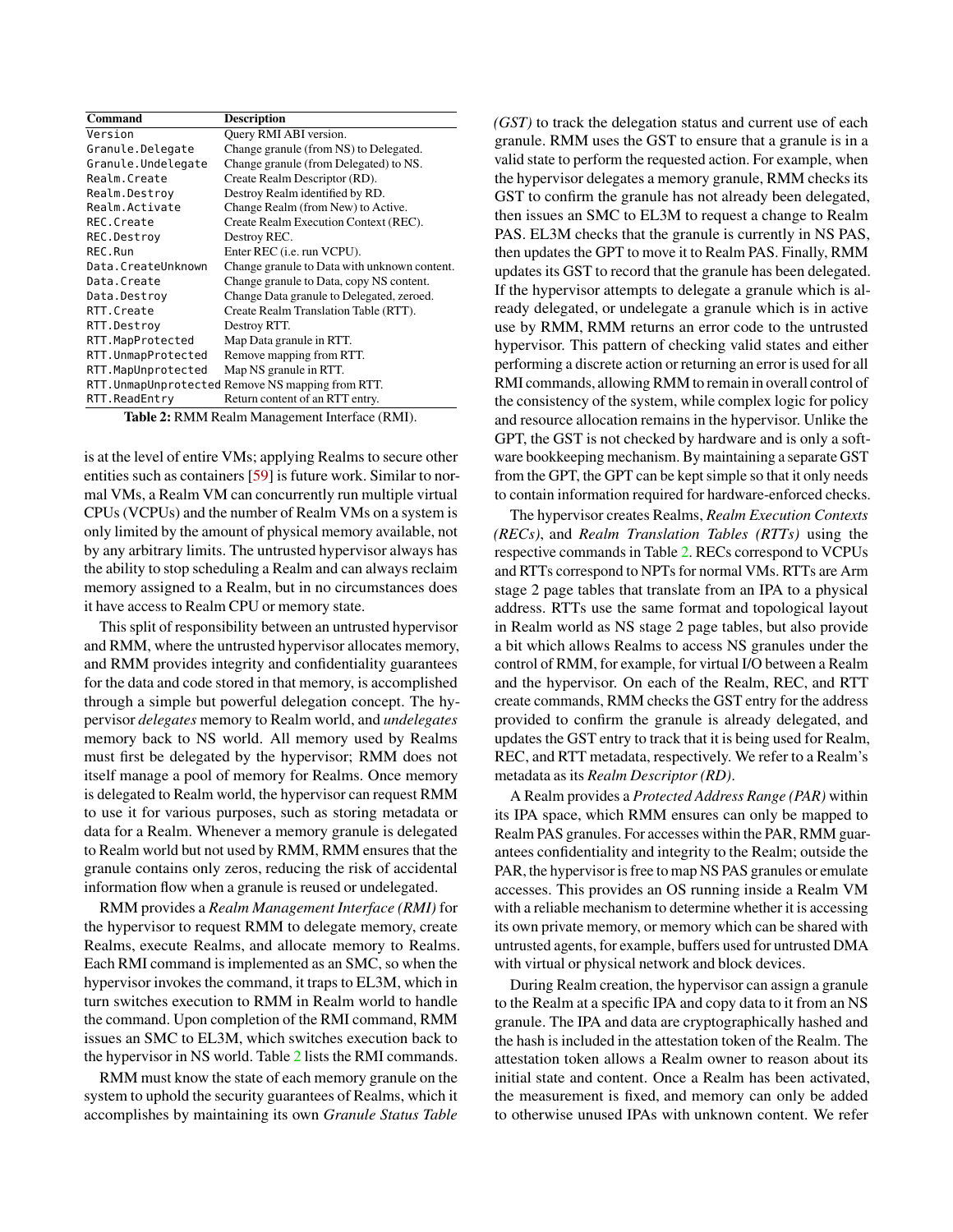| Command | Description |
| --- | --- |
| `Version` | Query RMI ABI version. |
| `Granule.Delegate` | Change granule (from NS) to Delegated. |
| `Granule.Undelegate` | Change granule (from Delegated) to NS. |
| `Realm.Create` | Create Realm Descriptor (RD). |
| `Realm.Destroy` | Destroy Realm identified by RD. |
| `Realm.Activate` | Change Realm (from New) to Active. |
| `REC.Create` | Create Realm Execution Context (REC). |
| `REC.Destroy` | Destroy REC. |
| `REC.Run` | Enter REC (i.e. run VCPU). |
| `Data.CreateUnknown` | Change granule to Data with unknown content. |
| `Data.Create` | Change granule to Data, copy NS content. |
| `Data.Destroy` | Change Data granule to Delegated, zeroed. |
| `RTT.Create` | Create Realm Translation Table (RTT). |
| `RTT.Destroy` | Destroy RTT. |
| `RTT.MapProtected` | Map Data granule in RTT. |
| `RTT.UnmapProtected` | Remove mapping from RTT. |
| `RTT.MapUnprotected` | Map NS granule in RTT. |
| `RTT.UnmapUnprotected` | Remove NS mapping from RTT. |
| `RTT.ReadEntry` | Return content of an RTT entry. |

**Table 2:** RMM Realm Management Interface (RMI).

is at the level of entire VMs; applying Realms to secure other entities such as containers [59] is future work. Similar to normal VMs, a Realm VM can concurrently run multiple virtual CPUs (VCPUs) and the number of Realm VMs on a system is only limited by the amount of physical memory available, not by any arbitrary limits. The untrusted hypervisor always has the ability to stop scheduling a Realm and can always reclaim memory assigned to a Realm, but in no circumstances does it have access to Realm CPU or memory state.

This split of responsibility between an untrusted hypervisor and RMM, where the untrusted hypervisor allocates memory, and RMM provides integrity and confidentiality guarantees for the data and code stored in that memory, is accomplished through a simple but powerful delegation concept. The hypervisor *delegates* memory to Realm world, and *undelegates* memory back to NS world. All memory used by Realms must first be delegated by the hypervisor; RMM does not itself manage a pool of memory for Realms. Once memory is delegated to Realm world, the hypervisor can request RMM to use it for various purposes, such as storing metadata or data for a Realm. Whenever a memory granule is delegated to Realm world but not used by RMM, RMM ensures that the granule contains only zeros, reducing the risk of accidental information flow when a granule is reused or undelegated.

RMM provides a *Realm Management Interface (RMI)* for the hypervisor to request RMM to delegate memory, create Realms, execute Realms, and allocate memory to Realms. Each RMI command is implemented as an SMC, so when the hypervisor invokes the command, it traps to EL3M, which in turn switches execution to RMM in Realm world to handle the command. Upon completion of the RMI command, RMM issues an SMC to EL3M, which switches execution back to the hypervisor in NS world. Table 2 lists the RMI commands.

RMM must know the state of each memory granule on the system to uphold the security guarantees of Realms, which it accomplishes by maintaining its own *Granule Status Table (GST)* to track the delegation status and current use of each granule. RMM uses the GST to ensure that a granule is in a valid state to perform the requested action. For example, when the hypervisor delegates a memory granule, RMM checks its GST to confirm the granule has not already been delegated, then issues an SMC to EL3M to request a change to Realm PAS. EL3M checks that the granule is currently in NS PAS, then updates the GPT to move it to Realm PAS. Finally, RMM updates its GST to record that the granule has been delegated. If the hypervisor attempts to delegate a granule which is already delegated, or undelegate a granule which is in active use by RMM, RMM returns an error code to the untrusted hypervisor. This pattern of checking valid states and either performing a discrete action or returning an error is used for all RMI commands, allowing RMM to remain in overall control of the consistency of the system, while complex logic for policy and resource allocation remains in the hypervisor. Unlike the GPT, the GST is not checked by hardware and is only a software bookkeeping mechanism. By maintaining a separate GST from the GPT, the GPT can be kept simple so that it only needs to contain information required for hardware-enforced checks.

The hypervisor creates Realms, *Realm Execution Contexts (RECs)*, and *Realm Translation Tables (RTTs)* using the respective commands in Table 2. RECs correspond to VCPUs and RTTs correspond to NPTs for normal VMs. RTTs are Arm stage 2 page tables that translate from an IPA to a physical address. RTTs use the same format and topological layout in Realm world as NS stage 2 page tables, but also provide a bit which allows Realms to access NS granules under the control of RMM, for example, for virtual I/O between a Realm and the hypervisor. On each of the Realm, REC, and RTT create commands, RMM checks the GST entry for the address provided to confirm the granule is already delegated, and updates the GST entry to track that it is being used for Realm, REC, and RTT metadata, respectively. We refer to a Realm's metadata as its *Realm Descriptor (RD)*.

A Realm provides a *Protected Address Range (PAR)* within its IPA space, which RMM ensures can only be mapped to Realm PAS granules. For accesses within the PAR, RMM guarantees confidentiality and integrity to the Realm; outside the PAR, the hypervisor is free to map NS PAS granules or emulate accesses. This provides an OS running inside a Realm VM with a reliable mechanism to determine whether it is accessing its own private memory, or memory which can be shared with untrusted agents, for example, buffers used for untrusted DMA with virtual or physical network and block devices.

During Realm creation, the hypervisor can assign a granule to the Realm at a specific IPA and copy data to it from an NS granule. The IPA and data are cryptographically hashed and the hash is included in the attestation token of the Realm. The attestation token allows a Realm owner to reason about its initial state and content. Once a Realm has been activated, the measurement is fixed, and memory can only be added to otherwise unused IPAs with unknown content. We refer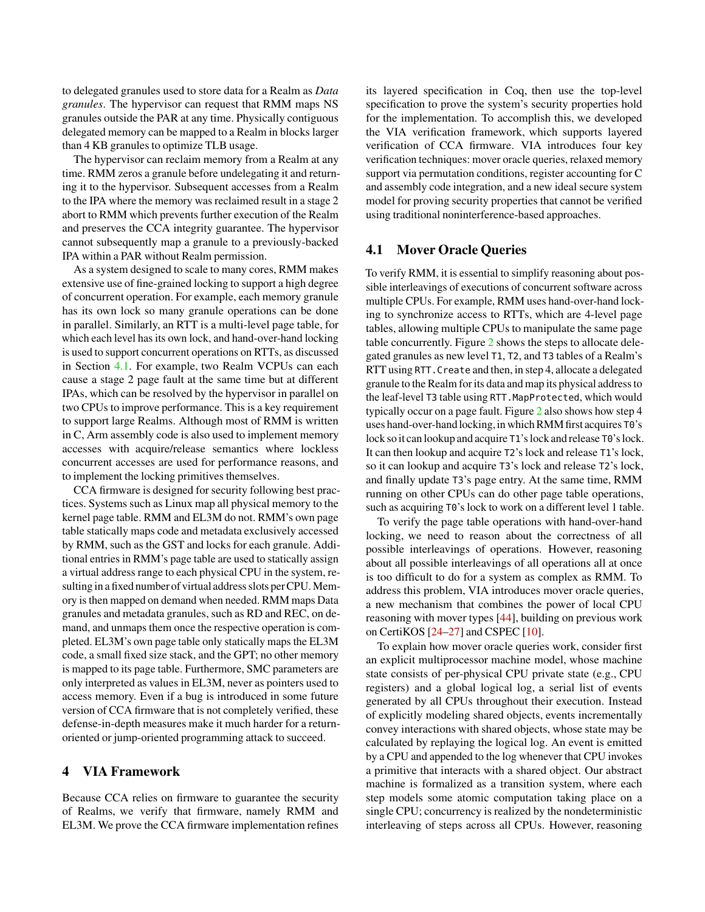to delegated granules used to store data for a Realm as *Data granules*. The hypervisor can request that RMM maps NS granules outside the PAR at any time. Physically contiguous delegated memory can be mapped to a Realm in blocks larger than 4 KB granules to optimize TLB usage.

The hypervisor can reclaim memory from a Realm at any time. RMM zeros a granule before undelegating it and returning it to the hypervisor. Subsequent accesses from a Realm to the IPA where the memory was reclaimed result in a stage 2 abort to RMM which prevents further execution of the Realm and preserves the CCA integrity guarantee. The hypervisor cannot subsequently map a granule to a previously-backed IPA within a PAR without Realm permission.

As a system designed to scale to many cores, RMM makes extensive use of fine-grained locking to support a high degree of concurrent operation. For example, each memory granule has its own lock so many granule operations can be done in parallel. Similarly, an RTT is a multi-level page table, for which each level has its own lock, and hand-over-hand locking is used to support concurrent operations on RTTs, as discussed in Section 4.1. For example, two Realm VCPUs can each cause a stage 2 page fault at the same time but at different IPAs, which can be resolved by the hypervisor in parallel on two CPUs to improve performance. This is a key requirement to support large Realms. Although most of RMM is written in C, Arm assembly code is also used to implement memory accesses with acquire/release semantics where lockless concurrent accesses are used for performance reasons, and to implement the locking primitives themselves.

CCA firmware is designed for security following best practices. Systems such as Linux map all physical memory to the kernel page table. RMM and EL3M do not. RMM's own page table statically maps code and metadata exclusively accessed by RMM, such as the GST and locks for each granule. Additional entries in RMM's page table are used to statically assign a virtual address range to each physical CPU in the system, resulting in a fixed number of virtual address slots per CPU. Memory is then mapped on demand when needed. RMM maps Data granules and metadata granules, such as RD and REC, on demand, and unmaps them once the respective operation is completed. EL3M's own page table only statically maps the EL3M code, a small fixed size stack, and the GPT; no other memory is mapped to its page table. Furthermore, SMC parameters are only interpreted as values in EL3M, never as pointers used to access memory. Even if a bug is introduced in some future version of CCA firmware that is not completely verified, these defense-in-depth measures make it much harder for a return-oriented or jump-oriented programming attack to succeed.

## 4 VIA Framework

Because CCA relies on firmware to guarantee the security of Realms, we verify that firmware, namely RMM and EL3M. We prove the CCA firmware implementation refines its layered specification in Coq, then use the top-level specification to prove the system's security properties hold for the implementation. To accomplish this, we developed the VIA verification framework, which supports layered verification of CCA firmware. VIA introduces four key verification techniques: mover oracle queries, relaxed memory support via permutation conditions, register accounting for C and assembly code integration, and a new ideal secure system model for proving security properties that cannot be verified using traditional noninterference-based approaches.

### 4.1 Mover Oracle Queries

To verify RMM, it is essential to simplify reasoning about possible interleavings of executions of concurrent software across multiple CPUs. For example, RMM uses hand-over-hand locking to synchronize access to RTTs, which are 4-level page tables, allowing multiple CPUs to manipulate the same page table concurrently. Figure 2 shows the steps to allocate delegated granules as new level `T1`, `T2`, and `T3` tables of a Realm's RTT using `RTT.Create` and then, in step 4, allocate a delegated granule to the Realm for its data and map its physical address to the leaf-level `T3` table using `RTT.MapProtected`, which would typically occur on a page fault. Figure 2 also shows how step 4 uses hand-over-hand locking, in which RMM first acquires `T0`'s lock so it can lookup and acquire `T1`'s lock and release `T0`'s lock. It can then lookup and acquire `T2`'s lock and release `T1`'s lock, so it can lookup and acquire `T3`'s lock and release `T2`'s lock, and finally update `T3`'s page entry. At the same time, RMM running on other CPUs can do other page table operations, such as acquiring `T0`'s lock to work on a different level 1 table.

To verify the page table operations with hand-over-hand locking, we need to reason about the correctness of all possible interleavings of operations. However, reasoning about all possible interleavings of all operations all at once is too difficult to do for a system as complex as RMM. To address this problem, VIA introduces mover oracle queries, a new mechanism that combines the power of local CPU reasoning with mover types [44], building on previous work on CertiKOS [24–27] and CSPEC [10].

To explain how mover oracle queries work, consider first an explicit multiprocessor machine model, whose machine state consists of per-physical CPU private state (e.g., CPU registers) and a global logical log, a serial list of events generated by all CPUs throughout their execution. Instead of explicitly modeling shared objects, events incrementally convey interactions with shared objects, whose state may be calculated by replaying the logical log. An event is emitted by a CPU and appended to the log whenever that CPU invokes a primitive that interacts with a shared object. Our abstract machine is formalized as a transition system, where each step models some atomic computation taking place on a single CPU; concurrency is realized by the nondeterministic interleaving of steps across all CPUs. However, reasoning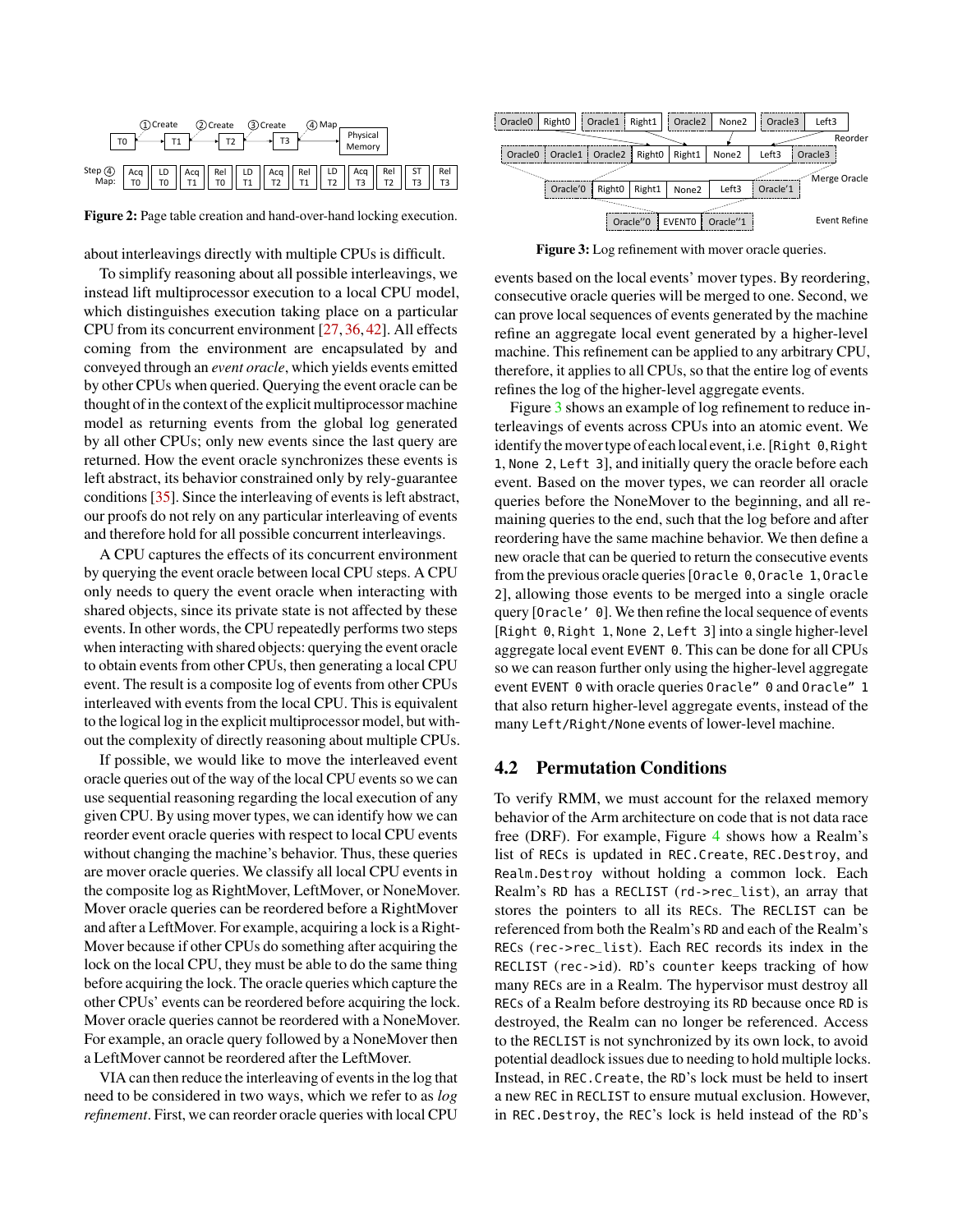Figure 2: Page table creation and hand-over-hand locking execution.

about interleavings directly with multiple CPUs is difficult.

To simplify reasoning about all possible interleavings, we instead lift multiprocessor execution to a local CPU model, which distinguishes execution taking place on a particular CPU from its concurrent environment [27, 36, 42]. All effects coming from the environment are encapsulated by and conveyed through an *event oracle*, which yields events emitted by other CPUs when queried. Querying the event oracle can be thought of in the context of the explicit multiprocessor machine model as returning events from the global log generated by all other CPUs; only new events since the last query are returned. How the event oracle synchronizes these events is left abstract, its behavior constrained only by rely-guarantee conditions [35]. Since the interleaving of events is left abstract, our proofs do not rely on any particular interleaving of events and therefore hold for all possible concurrent interleavings.

A CPU captures the effects of its concurrent environment by querying the event oracle between local CPU steps. A CPU only needs to query the event oracle when interacting with shared objects, since its private state is not affected by these events. In other words, the CPU repeatedly performs two steps when interacting with shared objects: querying the event oracle to obtain events from other CPUs, then generating a local CPU event. The result is a composite log of events from other CPUs interleaved with events from the local CPU. This is equivalent to the logical log in the explicit multiprocessor model, but without the complexity of directly reasoning about multiple CPUs.

If possible, we would like to move the interleaved event oracle queries out of the way of the local CPU events so we can use sequential reasoning regarding the local execution of any given CPU. By using mover types, we can identify how we can reorder event oracle queries with respect to local CPU events without changing the machine's behavior. Thus, these queries are mover oracle queries. We classify all local CPU events in the composite log as RightMover, LeftMover, or NoneMover. Mover oracle queries can be reordered before a RightMover and after a LeftMover. For example, acquiring a lock is a RightMover because if other CPUs do something after acquiring the lock on the local CPU, they must be able to do the same thing before acquiring the lock. The oracle queries which capture the other CPUs' events can be reordered before acquiring the lock. Mover oracle queries cannot be reordered with a NoneMover. For example, an oracle query followed by a NoneMover then a LeftMover cannot be reordered after the LeftMover.

VIA can then reduce the interleaving of events in the log that need to be considered in two ways, which we refer to as *log refinement*. First, we can reorder oracle queries with local CPU events based on the local events' mover types. By reordering, consecutive oracle queries will be merged to one. Second, we can prove local sequences of events generated by the machine refine an aggregate local event generated by a higher-level machine. This refinement can be applied to any arbitrary CPU, therefore, it applies to all CPUs, so that the entire log of events refines the log of the higher-level aggregate events.

Figure 3: Log refinement with mover oracle queries.

Figure 3 shows an example of log refinement to reduce interleavings of events across CPUs into an atomic event. We identify the mover type of each local event, i.e. [`Right 0`, `Right 1`, `None 2`, `Left 3`], and initially query the oracle before each event. Based on the mover types, we can reorder all oracle queries before the NoneMover to the beginning, and all remaining queries to the end, such that the log before and after reordering have the same machine behavior. We then define a new oracle that can be queried to return the consecutive events from the previous oracle queries [`Oracle 0`, `Oracle 1`, `Oracle 2`], allowing those events to be merged into a single oracle query [`Oracle' 0`]. We then refine the local sequence of events [`Right 0`, `Right 1`, `None 2`, `Left 3`] into a single higher-level aggregate local event `EVENT 0`. This can be done for all CPUs so we can reason further only using the higher-level aggregate event `EVENT 0` with oracle queries `Oracle" 0` and `Oracle" 1` that also return higher-level aggregate events, instead of the many `Left`/`Right`/`None` events of lower-level machine.

## 4.2 Permutation Conditions

To verify RMM, we must account for the relaxed memory behavior of the Arm architecture on code that is not data race free (DRF). For example, Figure 4 shows how a Realm's list of RECs is updated in `REC.Create`, `REC.Destroy`, and `Realm.Destroy` without holding a common lock. Each Realm's RD has a RECLIST (`rd->rec_list`), an array that stores the pointers to all its RECs. The RECLIST can be referenced from both the Realm's RD and each of the Realm's RECs (`rec->rec_list`). Each REC records its index in the RECLIST (`rec->id`). RD's `counter` keeps tracking of how many RECs are in a Realm. The hypervisor must destroy all RECs of a Realm before destroying its RD because once RD is destroyed, the Realm can no longer be referenced. Access to the RECLIST is not synchronized by its own lock, to avoid potential deadlock issues due to needing to hold multiple locks. Instead, in `REC.Create`, the RD's lock must be held to insert a new REC in RECLIST to ensure mutual exclusion. However, in `REC.Destroy`, the REC's lock is held instead of the RD's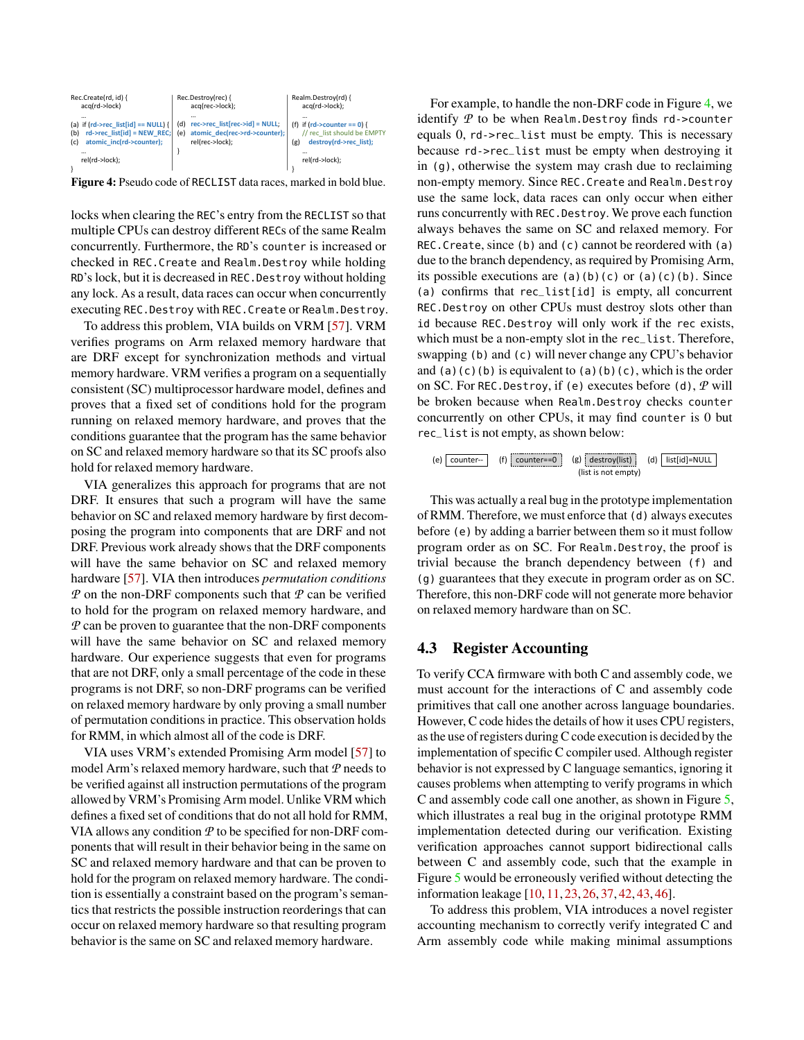```
Rec.Create(rd, id) {
    acq(rd->lock)
    ...
(a) if (rd->rec_list[id] == NULL) {
(b)   rd->rec_list[id] = NEW_REC;
(c)   atomic_inc(rd->counter);
    ...
    rel(rd->lock);
}
```

```
Rec.Destroy(rec) {
    acq(rec->lock);
    ...
(d) rec->rec_list[rec->id] = NULL;
(e) atomic_dec(rec->rd->counter);
    rel(rec->lock);
}
```

```
Realm.Destroy(rd) {
    acq(rd->lock);
    ...
(f) if (rd->counter == 0) {
      // rec_list should be EMPTY
(g)   destroy(rd->rec_list);
    ...
    rel(rd->lock);
}
```

**Figure 4:** Pseudo code of RECLIST data races, marked in bold blue.

locks when clearing the REC's entry from the RECLIST so that multiple CPUs can destroy different RECs of the same Realm concurrently. Furthermore, the RD's counter is increased or checked in REC.Create and Realm.Destroy while holding RD's lock, but it is decreased in REC.Destroy without holding any lock. As a result, data races can occur when concurrently executing REC.Destroy with REC.Create or Realm.Destroy.

To address this problem, VIA builds on VRM [57]. VRM verifies programs on Arm relaxed memory hardware that are DRF except for synchronization methods and virtual memory hardware. VRM verifies a program on a sequentially consistent (SC) multiprocessor hardware model, defines and proves that a fixed set of conditions hold for the program running on relaxed memory hardware, and proves that the conditions guarantee that the program has the same behavior on SC and relaxed memory hardware so that its SC proofs also hold for relaxed memory hardware.

VIA generalizes this approach for programs that are not DRF. It ensures that such a program will have the same behavior on SC and relaxed memory hardware by first decomposing the program into components that are DRF and not DRF. Previous work already shows that the DRF components will have the same behavior on SC and relaxed memory hardware [57]. VIA then introduces *permutation conditions* $\mathcal{P}$ on the non-DRF components such that $\mathcal{P}$ can be verified to hold for the program on relaxed memory hardware, and $\mathcal{P}$ can be proven to guarantee that the non-DRF components will have the same behavior on SC and relaxed memory hardware. Our experience suggests that even for programs that are not DRF, only a small percentage of the code in these programs is not DRF, so non-DRF programs can be verified on relaxed memory hardware by only proving a small number of permutation conditions in practice. This observation holds for RMM, in which almost all of the code is DRF.

VIA uses VRM's extended Promising Arm model [57] to model Arm's relaxed memory hardware, such that $\mathcal{P}$ needs to be verified against all instruction permutations of the program allowed by VRM's Promising Arm model. Unlike VRM which defines a fixed set of conditions that do not all hold for RMM, VIA allows any condition $\mathcal{P}$ to be specified for non-DRF components that will result in their behavior being in the same on SC and relaxed memory hardware and that can be proven to hold for the program on relaxed memory hardware. The condition is essentially a constraint based on the program's semantics that restricts the possible instruction reorderings that can occur on relaxed memory hardware so that resulting program behavior is the same on SC and relaxed memory hardware.

For example, to handle the non-DRF code in Figure 4, we identify $\mathcal{P}$ to be when Realm.Destroy finds rd->counter equals 0, rd->rec_list must be empty. This is necessary because rd->rec_list must be empty when destroying it in (g), otherwise the system may crash due to reclaiming non-empty memory. Since REC.Create and Realm.Destroy use the same lock, data races can only occur when either runs concurrently with REC.Destroy. We prove each function always behaves the same on SC and relaxed memory. For REC.Create, since (b) and (c) cannot be reordered with (a) due to the branch dependency, as required by Promising Arm, its possible executions are (a)(b)(c) or (a)(c)(b). Since (a) confirms that rec_list[id] is empty, all concurrent REC.Destroy on other CPUs must destroy slots other than id because REC.Destroy will only work if the rec exists, which must be a non-empty slot in the rec_list. Therefore, swapping (b) and (c) will never change any CPU's behavior and (a)(c)(b) is equivalent to (a)(b)(c), which is the order on SC. For REC.Destroy, if (e) executes before (d), $\mathcal{P}$ will be broken because when Realm.Destroy checks counter concurrently on other CPUs, it may find counter is 0 but rec_list is not empty, as shown below:

(e) counter-- (f) counter==0 (g) destroy(list) (list is not empty) (d) list[id]=NULL

This was actually a real bug in the prototype implementation of RMM. Therefore, we must enforce that (d) always executes before (e) by adding a barrier between them so it must follow program order as on SC. For Realm.Destroy, the proof is trivial because the branch dependency between (f) and (g) guarantees that they execute in program order as on SC. Therefore, this non-DRF code will not generate more behavior on relaxed memory hardware than on SC.

### 4.3 Register Accounting

To verify CCA firmware with both C and assembly code, we must account for the interactions of C and assembly code primitives that call one another across language boundaries. However, C code hides the details of how it uses CPU registers, as the use of registers during C code execution is decided by the implementation of specific C compiler used. Although register behavior is not expressed by C language semantics, ignoring it causes problems when attempting to verify programs in which C and assembly code call one another, as shown in Figure 5, which illustrates a real bug in the original prototype RMM implementation detected during our verification. Existing verification approaches cannot support bidirectional calls between C and assembly code, such that the example in Figure 5 would be erroneously verified without detecting the information leakage [10, 11, 23, 26, 37, 42, 43, 46].

To address this problem, VIA introduces a novel register accounting mechanism to correctly verify integrated C and Arm assembly code while making minimal assumptions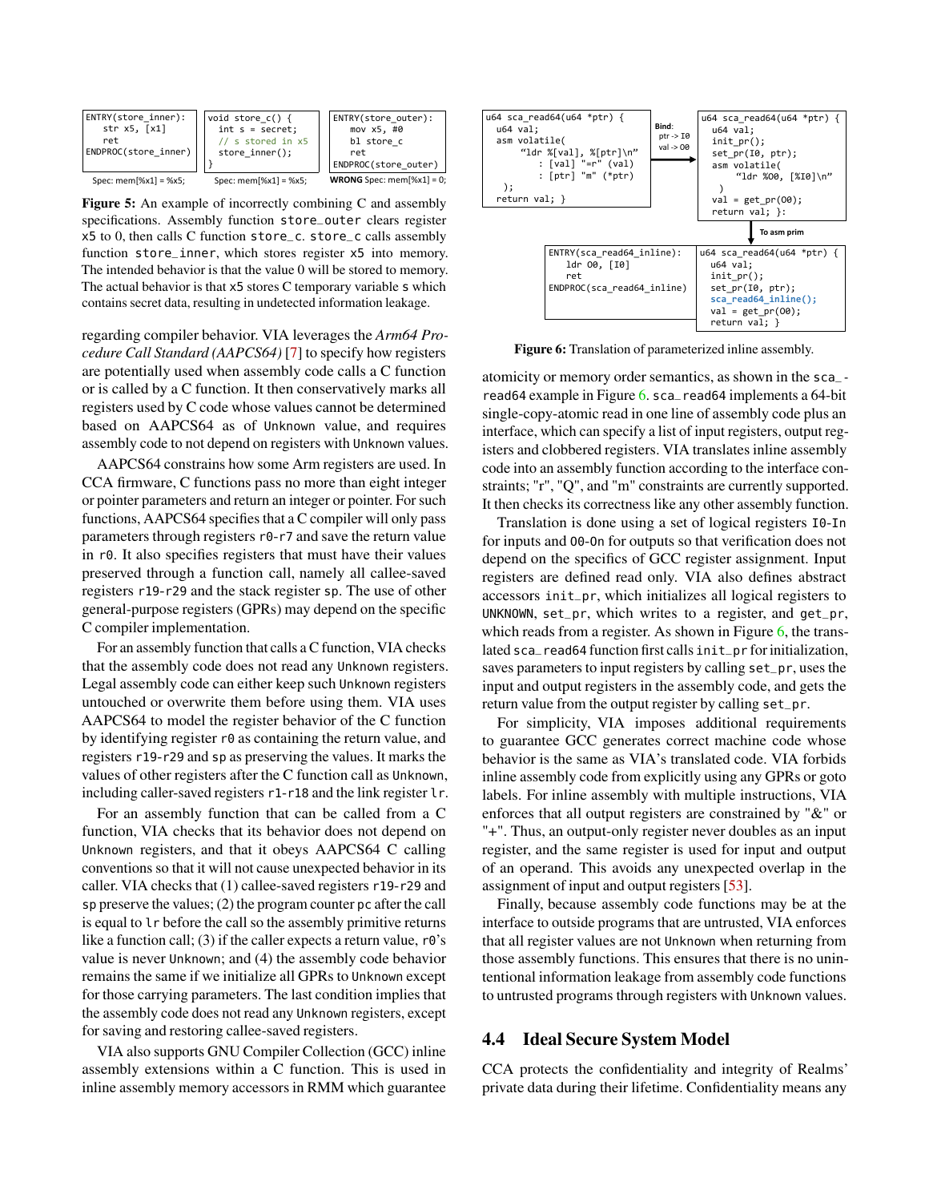```
ENTRY(store_inner):
   str x5, [x1]
   ret
ENDPROC(store_inner)
```
Spec: mem[%x1] = %x5;

```
void store_c() {
   int s = secret;
   // s stored in x5
   store_inner();
}
```
Spec: mem[%x1] = %x5;

```
ENTRY(store_outer):
   mov x5, #0
   bl store_c
   ret
ENDPROC(store_outer)
```
**WRONG** Spec: mem[%x1] = 0;

**Figure 5:** An example of incorrectly combining C and assembly specifications. Assembly function store_outer clears register x5 to 0, then calls C function store_c. store_c calls assembly function store_inner, which stores register x5 into memory. The intended behavior is that the value 0 will be stored to memory. The actual behavior is that x5 stores C temporary variable s which contains secret data, resulting in undetected information leakage.

regarding compiler behavior. VIA leverages the *Arm64 Procedure Call Standard (AAPCS64)* [7] to specify how registers are potentially used when assembly code calls a C function or is called by a C function. It then conservatively marks all registers used by C code whose values cannot be determined based on AAPCS64 as of Unknown value, and requires assembly code to not depend on registers with Unknown values.

AAPCS64 constrains how some Arm registers are used. In CCA firmware, C functions pass no more than eight integer or pointer parameters and return an integer or pointer. For such functions, AAPCS64 specifies that a C compiler will only pass parameters through registers r0-r7 and save the return value in r0. It also specifies registers that must have their values preserved through a function call, namely all callee-saved registers r19-r29 and the stack register sp. The use of other general-purpose registers (GPRs) may depend on the specific C compiler implementation.

For an assembly function that calls a C function, VIA checks that the assembly code does not read any Unknown registers. Legal assembly code can either keep such Unknown registers untouched or overwrite them before using them. VIA uses AAPCS64 to model the register behavior of the C function by identifying register r0 as containing the return value, and registers r19-r29 and sp as preserving the values. It marks the values of other registers after the C function call as Unknown, including caller-saved registers r1-r18 and the link register lr.

For an assembly function that can be called from a C function, VIA checks that its behavior does not depend on Unknown registers, and that it obeys AAPCS64 C calling conventions so that it will not cause unexpected behavior in its caller. VIA checks that (1) callee-saved registers r19-r29 and sp preserve the values; (2) the program counter pc after the call is equal to lr before the call so the assembly primitive returns like a function call; (3) if the caller expects a return value, r0's value is never Unknown; and (4) the assembly code behavior remains the same if we initialize all GPRs to Unknown except for those carrying parameters. The last condition implies that the assembly code does not read any Unknown registers, except for saving and restoring callee-saved registers.

VIA also supports GNU Compiler Collection (GCC) inline assembly extensions within a C function. This is used in inline assembly memory accessors in RMM which guarantee atomicity or memory order semantics, as shown in the sca_read64 example in Figure 6. sca_read64 implements a 64-bit single-copy-atomic read in one line of assembly code plus an interface, which can specify a list of input registers, output registers and clobbered registers. VIA translates inline assembly code into an assembly function according to the interface constraints; "r", "Q", and "m" constraints are currently supported. It then checks its correctness like any other assembly function.

```
u64 sca_read64(u64 *ptr) {
  u64 val;
  asm volatile(
      "ldr %[val], %[ptr]\n"
        : [val] "=r" (val)
        : [ptr] "m" (*ptr)
  );
  return val; }
```

**Bind:** ptr -> I0, val -> O0

```
u64 sca_read64(u64 *ptr) {
  u64 val;
  init_pr();
  set_pr(I0, ptr);
  asm volatile(
      "ldr %O0, [%I0]\n"
   )
  val = get_pr(O0);
  return val; }:
```

**To asm prim**

```
ENTRY(sca_read64_inline):
   ldr O0, [I0]
   ret
ENDPROC(sca_read64_inline)
```

```
u64 sca_read64(u64 *ptr) {
  u64 val;
  init_pr();
  set_pr(I0, ptr);
  sca_read64_inline();
  val = get_pr(O0);
  return val; }
```

**Figure 6:** Translation of parameterized inline assembly.

Translation is done using a set of logical registers I0-In for inputs and O0-On for outputs so that verification does not depend on the specifics of GCC register assignment. Input registers are defined read only. VIA also defines abstract accessors init_pr, which initializes all logical registers to UNKNOWN, set_pr, which writes to a register, and get_pr, which reads from a register. As shown in Figure 6, the translated sca_read64 function first calls init_pr for initialization, saves parameters to input registers by calling set_pr, uses the input and output registers in the assembly code, and gets the return value from the output register by calling set_pr.

For simplicity, VIA imposes additional requirements to guarantee GCC generates correct machine code whose behavior is the same as VIA's translated code. VIA forbids inline assembly code from explicitly using any GPRs or goto labels. For inline assembly with multiple instructions, VIA enforces that all output registers are constrained by "&" or "+". Thus, an output-only register never doubles as an input register, and the same register is used for input and output of an operand. This avoids any unexpected overlap in the assignment of input and output registers [53].

Finally, because assembly code functions may be at the interface to outside programs that are untrusted, VIA enforces that all register values are not Unknown when returning from those assembly functions. This ensures that there is no unintentional information leakage from assembly code functions to untrusted programs through registers with Unknown values.

## 4.4 Ideal Secure System Model

CCA protects the confidentiality and integrity of Realms' private data during their lifetime. Confidentiality means any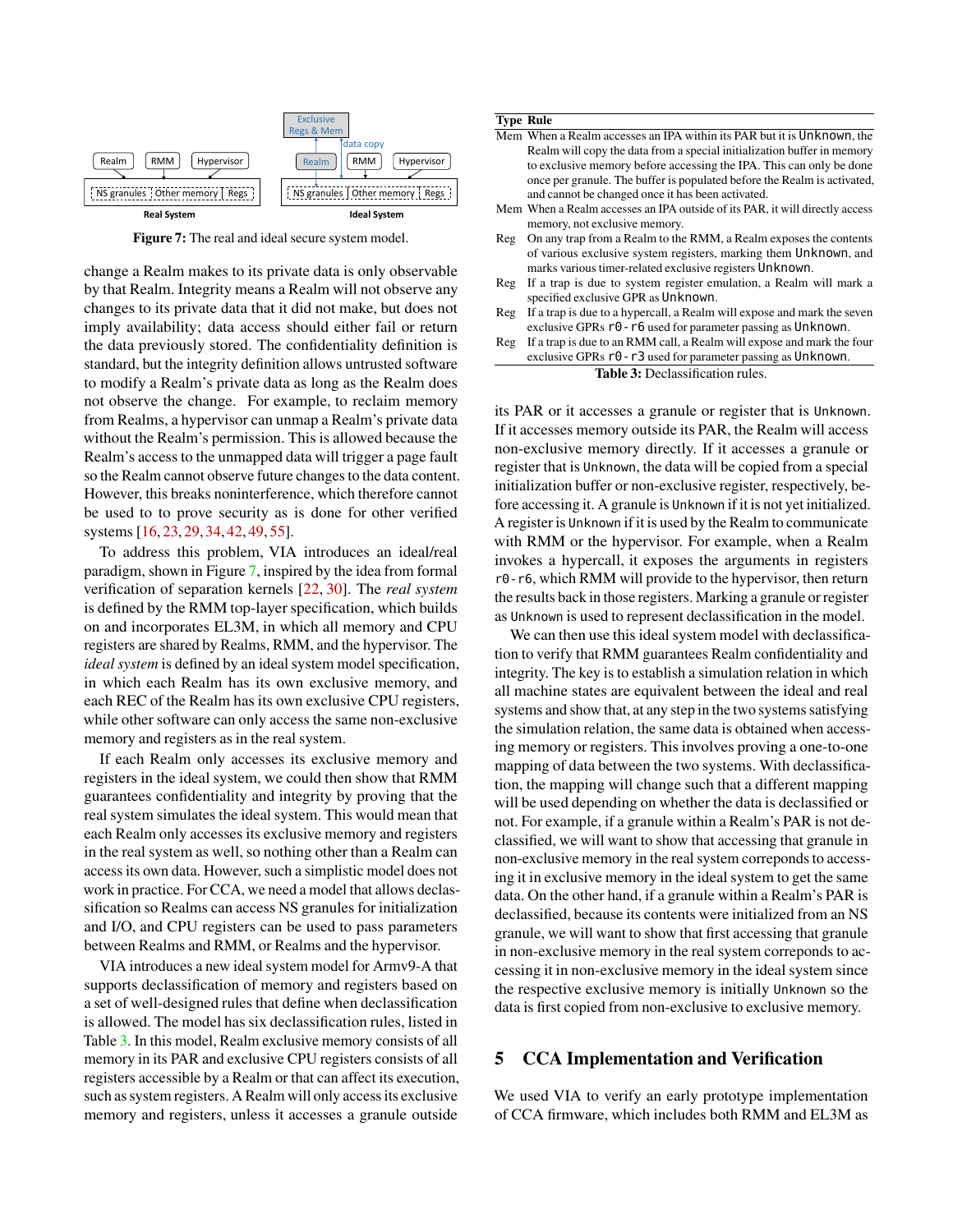Real System | Ideal System

Figure 7: The real and ideal secure system model.

change a Realm makes to its private data is only observable by that Realm. Integrity means a Realm will not observe any changes to its private data that it did not make, but does not imply availability; data access should either fail or return the data previously stored. The confidentiality definition is standard, but the integrity definition allows untrusted software to modify a Realm's private data as long as the Realm does not observe the change. For example, to reclaim memory from Realms, a hypervisor can unmap a Realm's private data without the Realm's permission. This is allowed because the Realm's access to the unmapped data will trigger a page fault so the Realm cannot observe future changes to the data content. However, this breaks noninterference, which therefore cannot be used to to prove security as is done for other verified systems [16, 23, 29, 34, 42, 49, 55].

To address this problem, VIA introduces an ideal/real paradigm, shown in Figure 7, inspired by the idea from formal verification of separation kernels [22, 30]. The *real system* is defined by the RMM top-layer specification, which builds on and incorporates EL3M, in which all memory and CPU registers are shared by Realms, RMM, and the hypervisor. The *ideal system* is defined by an ideal system model specification, in which each Realm has its own exclusive memory, and each REC of the Realm has its own exclusive CPU registers, while other software can only access the same non-exclusive memory and registers as in the real system.

If each Realm only accesses its exclusive memory and registers in the ideal system, we could then show that RMM guarantees confidentiality and integrity by proving that the real system simulates the ideal system. This would mean that each Realm only accesses its exclusive memory and registers in the real system as well, so nothing other than a Realm can access its own data. However, such a simplistic model does not work in practice. For CCA, we need a model that allows declassification so Realms can access NS granules for initialization and I/O, and CPU registers can be used to pass parameters between Realms and RMM, or Realms and the hypervisor.

VIA introduces a new ideal system model for Armv9-A that supports declassification of memory and registers based on a set of well-designed rules that define when declassification is allowed. The model has six declassification rules, listed in Table 3. In this model, Realm exclusive memory consists of all memory in its PAR and exclusive CPU registers consists of all registers accessible by a Realm or that can affect its execution, such as system registers. A Realm will only access its exclusive memory and registers, unless it accesses a granule outside

| Type | Rule |
|---|---|
| Mem | When a Realm accesses an IPA within its PAR but it is `Unknown`, the Realm will copy the data from a special initialization buffer in memory to exclusive memory before accessing the IPA. This can only be done once per granule. The buffer is populated before the Realm is activated, and cannot be changed once it has been activated. |
| Mem | When a Realm accesses an IPA outside of its PAR, it will directly access memory, not exclusive memory. |
| Reg | On any trap from a Realm to the RMM, a Realm exposes the contents of various exclusive system registers, marking them `Unknown`, and marks various timer-related exclusive registers `Unknown`. |
| Reg | If a trap is due to system register emulation, a Realm will mark a specified exclusive GPR as `Unknown`. |
| Reg | If a trap is due to a hypercall, a Realm will expose and mark the seven exclusive GPRs `r0`-`r6` used for parameter passing as `Unknown`. |
| Reg | If a trap is due to an RMM call, a Realm will expose and mark the four exclusive GPRs `r0`-`r3` used for parameter passing as `Unknown`. |

Table 3: Declassification rules.

its PAR or it accesses a granule or register that is `Unknown`. If it accesses memory outside its PAR, the Realm will access non-exclusive memory directly. If it accesses a granule or register that is `Unknown`, the data will be copied from a special initialization buffer or non-exclusive register, respectively, before accessing it. A granule is `Unknown` if it is not yet initialized. A register is `Unknown` if it is used by the Realm to communicate with RMM or the hypervisor. For example, when a Realm invokes a hypercall, it exposes the arguments in registers `r0`-`r6`, which RMM will provide to the hypervisor, then return the results back in those registers. Marking a granule or register as `Unknown` is used to represent declassification in the model.

We can then use this ideal system model with declassification to verify that RMM guarantees Realm confidentiality and integrity. The key is to establish a simulation relation in which all machine states are equivalent between the ideal and real systems and show that, at any step in the two systems satisfying the simulation relation, the same data is obtained when accessing memory or registers. This involves proving a one-to-one mapping of data between the two systems. With declassification, the mapping will change such that a different mapping will be used depending on whether the data is declassified or not. For example, if a granule within a Realm's PAR is not declassified, we will want to show that accessing that granule in non-exclusive memory in the real system correponds to accessing it in exclusive memory in the ideal system to get the same data. On the other hand, if a granule within a Realm's PAR is declassified, because its contents were initialized from an NS granule, we will want to show that first accessing that granule in non-exclusive memory in the real system correponds to accessing it in non-exclusive memory in the ideal system since the respective exclusive memory is initially `Unknown` so the data is first copied from non-exclusive to exclusive memory.

## 5 CCA Implementation and Verification

We used VIA to verify an early prototype implementation of CCA firmware, which includes both RMM and EL3M as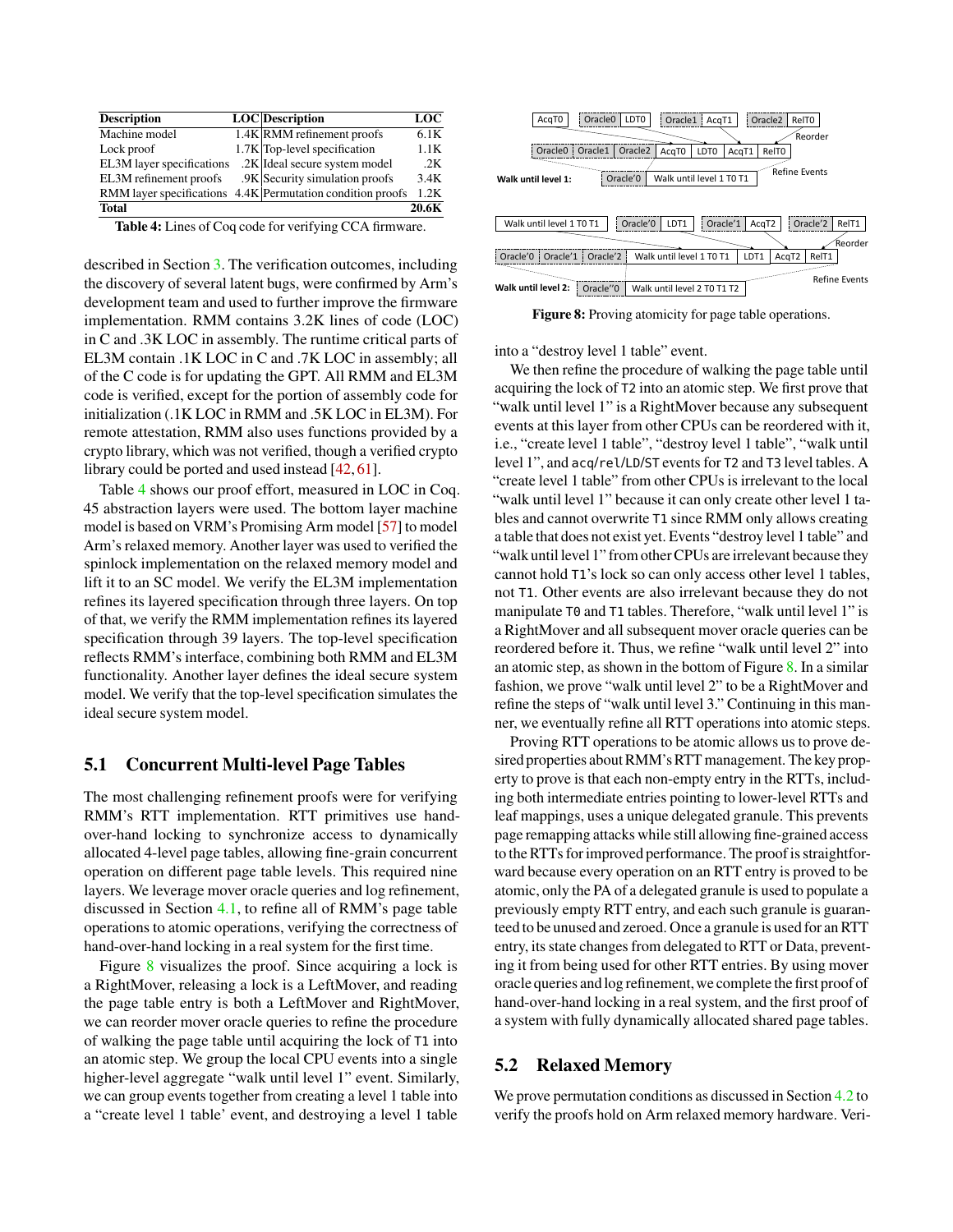| Description | LOC | Description | LOC |
| --- | --- | --- | --- |
| Machine model | 1.4K | RMM refinement proofs | 6.1K |
| Lock proof | 1.7K | Top-level specification | 1.1K |
| EL3M layer specifications | .2K | Ideal secure system model | .2K |
| EL3M refinement proofs | .9K | Security simulation proofs | 3.4K |
| RMM layer specifications | 4.4K | Permutation condition proofs | 1.2K |
| **Total** | | | **20.6K** |

**Table 4:** Lines of Coq code for verifying CCA firmware.

described in Section 3. The verification outcomes, including the discovery of several latent bugs, were confirmed by Arm's development team and used to further improve the firmware implementation. RMM contains 3.2K lines of code (LOC) in C and .3K LOC in assembly. The runtime critical parts of EL3M contain .1K LOC in C and .7K LOC in assembly; all of the C code is for updating the GPT. All RMM and EL3M code is verified, except for the portion of assembly code for initialization (.1K LOC in RMM and .5K LOC in EL3M). For remote attestation, RMM also uses functions provided by a crypto library, which was not verified, though a verified crypto library could be ported and used instead [42, 61].

Table 4 shows our proof effort, measured in LOC in Coq. 45 abstraction layers were used. The bottom layer machine model is based on VRM's Promising Arm model [57] to model Arm's relaxed memory. Another layer was used to verified the spinlock implementation on the relaxed memory model and lift it to an SC model. We verify the EL3M implementation refines its layered specification through three layers. On top of that, we verify the RMM implementation refines its layered specification through 39 layers. The top-level specification reflects RMM's interface, combining both RMM and EL3M functionality. Another layer defines the ideal secure system model. We verify that the top-level specification simulates the ideal secure system model.

## 5.1 Concurrent Multi-level Page Tables

The most challenging refinement proofs were for verifying RMM's RTT implementation. RTT primitives use hand-over-hand locking to synchronize access to dynamically allocated 4-level page tables, allowing fine-grain concurrent operation on different page table levels. This required nine layers. We leverage mover oracle queries and log refinement, discussed in Section 4.1, to refine all of RMM's page table operations to atomic operations, verifying the correctness of hand-over-hand locking in a real system for the first time.

Figure 8 visualizes the proof. Since acquiring a lock is a RightMover, releasing a lock is a LeftMover, and reading the page table entry is both a LeftMover and RightMover, we can reorder mover oracle queries to refine the procedure of walking the page table until acquiring the lock of T1 into an atomic step. We group the local CPU events into a single higher-level aggregate "walk until level 1" event. Similarly, we can group events together from creating a level 1 table into a "create level 1 table' event, and destroying a level 1 table into a "destroy level 1 table" event.

**Figure 8:** Proving atomicity for page table operations.

We then refine the procedure of walking the page table until acquiring the lock of T2 into an atomic step. We first prove that "walk until level 1" is a RightMover because any subsequent events at this layer from other CPUs can be reordered with it, i.e., "create level 1 table", "destroy level 1 table", "walk until level 1", and acq/rel/LD/ST events for T2 and T3 level tables. A "create level 1 table" from other CPUs is irrelevant to the local "walk until level 1" because it can only create other level 1 tables and cannot overwrite T1 since RMM only allows creating a table that does not exist yet. Events "destroy level 1 table" and "walk until level 1" from other CPUs are irrelevant because they cannot hold T1's lock so can only access other level 1 tables, not T1. Other events are also irrelevant because they do not manipulate T0 and T1 tables. Therefore, "walk until level 1" is a RightMover and all subsequent mover oracle queries can be reordered before it. Thus, we refine "walk until level 2" into an atomic step, as shown in the bottom of Figure 8. In a similar fashion, we prove "walk until level 2" to be a RightMover and refine the steps of "walk until level 3." Continuing in this manner, we eventually refine all RTT operations into atomic steps.

Proving RTT operations to be atomic allows us to prove desired properties about RMM's RTT management. The key property to prove is that each non-empty entry in the RTTs, including both intermediate entries pointing to lower-level RTTs and leaf mappings, uses a unique delegated granule. This prevents page remapping attacks while still allowing fine-grained access to the RTTs for improved performance. The proof is straightforward because every operation on an RTT entry is proved to be atomic, only the PA of a delegated granule is used to populate a previously empty RTT entry, and each such granule is guaranteed to be unused and zeroed. Once a granule is used for an RTT entry, its state changes from delegated to RTT or Data, preventing it from being used for other RTT entries. By using mover oracle queries and log refinement, we complete the first proof of hand-over-hand locking in a real system, and the first proof of a system with fully dynamically allocated shared page tables.

## 5.2 Relaxed Memory

We prove permutation conditions as discussed in Section 4.2 to verify the proofs hold on Arm relaxed memory hardware. Veri-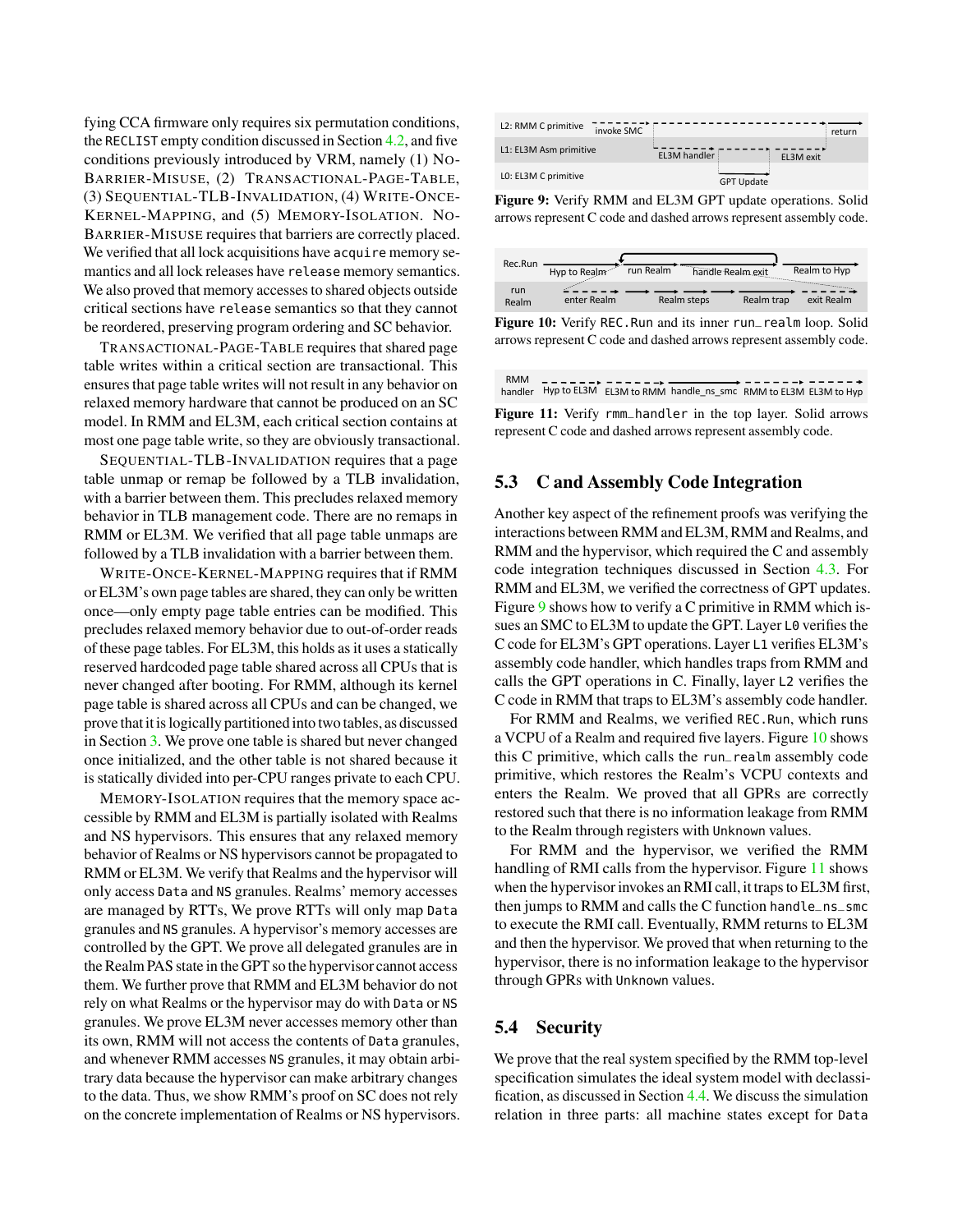fying CCA firmware only requires six permutation conditions, the RECLIST empty condition discussed in Section 4.2, and five conditions previously introduced by VRM, namely (1) NO-BARRIER-MISUSE, (2) TRANSACTIONAL-PAGE-TABLE, (3) SEQUENTIAL-TLB-INVALIDATION, (4) WRITE-ONCE-KERNEL-MAPPING, and (5) MEMORY-ISOLATION. NO-BARRIER-MISUSE requires that barriers are correctly placed. We verified that all lock acquisitions have `acquire` memory semantics and all lock releases have `release` memory semantics. We also proved that memory accesses to shared objects outside critical sections have `release` semantics so that they cannot be reordered, preserving program ordering and SC behavior.

TRANSACTIONAL-PAGE-TABLE requires that shared page table writes within a critical section are transactional. This ensures that page table writes will not result in any behavior on relaxed memory hardware that cannot be produced on an SC model. In RMM and EL3M, each critical section contains at most one page table write, so they are obviously transactional.

SEQUENTIAL-TLB-INVALIDATION requires that a page table unmap or remap be followed by a TLB invalidation, with a barrier between them. This precludes relaxed memory behavior in TLB management code. There are no remaps in RMM or EL3M. We verified that all page table unmaps are followed by a TLB invalidation with a barrier between them.

WRITE-ONCE-KERNEL-MAPPING requires that if RMM or EL3M's own page tables are shared, they can only be written once—only empty page table entries can be modified. This precludes relaxed memory behavior due to out-of-order reads of these page tables. For EL3M, this holds as it uses a statically reserved hardcoded page table shared across all CPUs that is never changed after booting. For RMM, although its kernel page table is shared across all CPUs and can be changed, we prove that it is logically partitioned into two tables, as discussed in Section 3. We prove one table is shared but never changed once initialized, and the other table is not shared because it is statically divided into per-CPU ranges private to each CPU.

MEMORY-ISOLATION requires that the memory space accessible by RMM and EL3M is partially isolated with Realms and NS hypervisors. This ensures that any relaxed memory behavior of Realms or NS hypervisors cannot be propagated to RMM or EL3M. We verify that Realms and the hypervisor will only access `Data` and `NS` granules. Realms' memory accesses are managed by RTTs, We prove RTTs will only map `Data` granules and `NS` granules. A hypervisor's memory accesses are controlled by the GPT. We prove all delegated granules are in the Realm PAS state in the GPT so the hypervisor cannot access them. We further prove that RMM and EL3M behavior do not rely on what Realms or the hypervisor may do with `Data` or `NS` granules. We prove EL3M never accesses memory other than its own, RMM will not access the contents of `Data` granules, and whenever RMM accesses `NS` granules, it may obtain arbitrary data because the hypervisor can make arbitrary changes to the data. Thus, we show RMM's proof on SC does not rely on the concrete implementation of Realms or NS hypervisors.

**Figure 9:** Verify RMM and EL3M GPT update operations. Solid arrows represent C code and dashed arrows represent assembly code.

**Figure 10:** Verify `REC.Run` and its inner `run_realm` loop. Solid arrows represent C code and dashed arrows represent assembly code.

**Figure 11:** Verify `rmm_handler` in the top layer. Solid arrows represent C code and dashed arrows represent assembly code.

## 5.3 C and Assembly Code Integration

Another key aspect of the refinement proofs was verifying the interactions between RMM and EL3M, RMM and Realms, and RMM and the hypervisor, which required the C and assembly code integration techniques discussed in Section 4.3. For RMM and EL3M, we verified the correctness of GPT updates. Figure 9 shows how to verify a C primitive in RMM which issues an SMC to EL3M to update the GPT. Layer `L0` verifies the C code for EL3M's GPT operations. Layer `L1` verifies EL3M's assembly code handler, which handles traps from RMM and calls the GPT operations in C. Finally, layer `L2` verifies the C code in RMM that traps to EL3M's assembly code handler.

For RMM and Realms, we verified `REC.Run`, which runs a VCPU of a Realm and required five layers. Figure 10 shows this C primitive, which calls the `run_realm` assembly code primitive, which restores the Realm's VCPU contexts and enters the Realm. We proved that all GPRs are correctly restored such that there is no information leakage from RMM to the Realm through registers with `Unknown` values.

For RMM and the hypervisor, we verified the RMM handling of RMI calls from the hypervisor. Figure 11 shows when the hypervisor invokes an RMI call, it traps to EL3M first, then jumps to RMM and calls the C function `handle_ns_smc` to execute the RMI call. Eventually, RMM returns to EL3M and then the hypervisor. We proved that when returning to the hypervisor, there is no information leakage to the hypervisor through GPRs with `Unknown` values.

## 5.4 Security

We prove that the real system specified by the RMM top-level specification simulates the ideal system model with declassification, as discussed in Section 4.4. We discuss the simulation relation in three parts: all machine states except for `Data`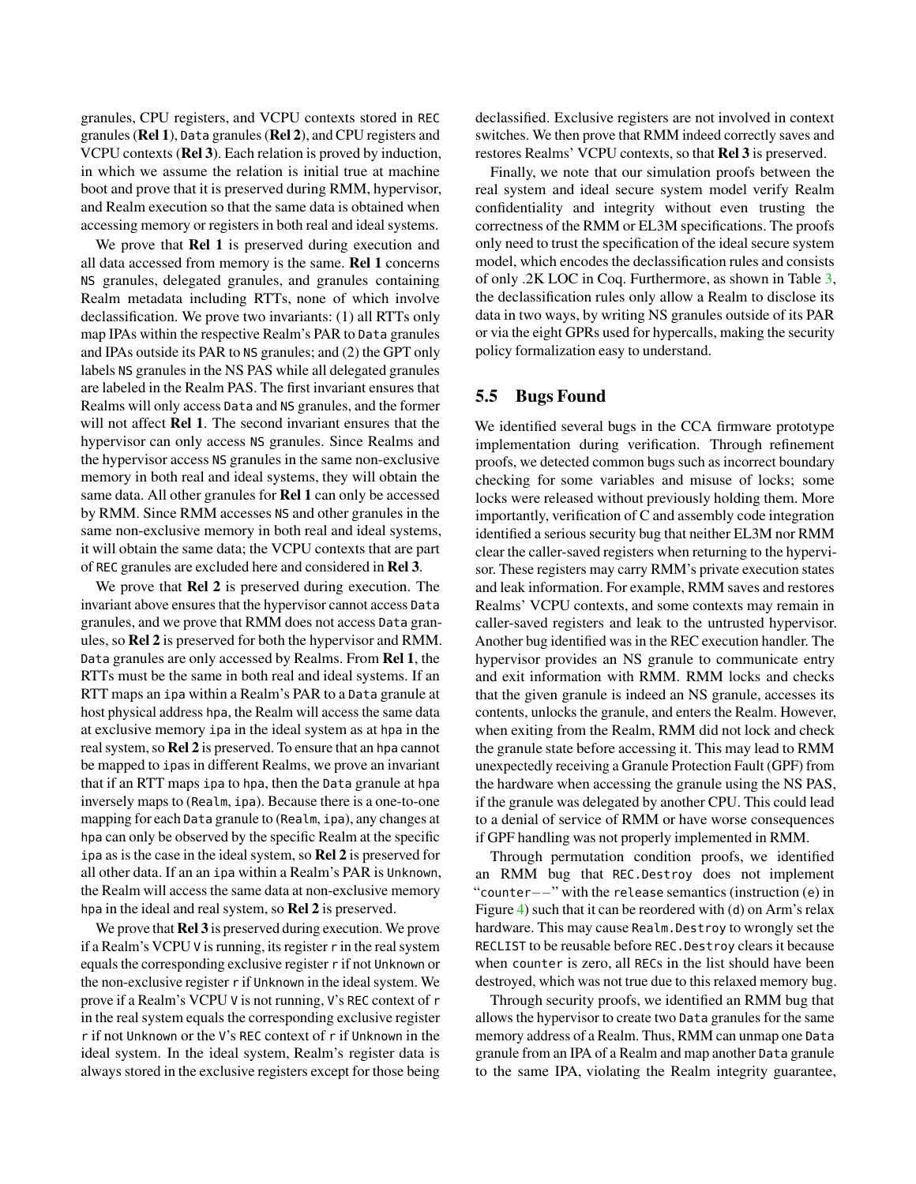granules, CPU registers, and VCPU contexts stored in REC granules (**Rel 1**), Data granules (**Rel 2**), and CPU registers and VCPU contexts (**Rel 3**). Each relation is proved by induction, in which we assume the relation is initial true at machine boot and prove that it is preserved during RMM, hypervisor, and Realm execution so that the same data is obtained when accessing memory or registers in both real and ideal systems.

We prove that **Rel 1** is preserved during execution and all data accessed from memory is the same. **Rel 1** concerns NS granules, delegated granules, and granules containing Realm metadata including RTTs, none of which involve declassification. We prove two invariants: (1) all RTTs only map IPAs within the respective Realm's PAR to Data granules and IPAs outside its PAR to NS granules; and (2) the GPT only labels NS granules in the NS PAS while all delegated granules are labeled in the Realm PAS. The first invariant ensures that Realms will only access Data and NS granules, and the former will not affect **Rel 1**. The second invariant ensures that the hypervisor can only access NS granules. Since Realms and the hypervisor access NS granules in the same non-exclusive memory in both real and ideal systems, they will obtain the same data. All other granules for **Rel 1** can only be accessed by RMM. Since RMM accesses NS and other granules in the same non-exclusive memory in both real and ideal systems, it will obtain the same data; the VCPU contexts that are part of REC granules are excluded here and considered in **Rel 3**.

We prove that **Rel 2** is preserved during execution. The invariant above ensures that the hypervisor cannot access Data granules, and we prove that RMM does not access Data granules, so **Rel 2** is preserved for both the hypervisor and RMM. Data granules are only accessed by Realms. From **Rel 1**, the RTTs must be the same in both real and ideal systems. If an RTT maps an ipa within a Realm's PAR to a Data granule at host physical address hpa, the Realm will access the same data at exclusive memory ipa in the ideal system as at hpa in the real system, so **Rel 2** is preserved. To ensure that an hpa cannot be mapped to ipas in different Realms, we prove an invariant that if an RTT maps ipa to hpa, then the Data granule at hpa inversely maps to (Realm, ipa). Because there is a one-to-one mapping for each Data granule to (Realm, ipa), any changes at hpa can only be observed by the specific Realm at the specific ipa as is the case in the ideal system, so **Rel 2** is preserved for all other data. If an an ipa within a Realm's PAR is Unknown, the Realm will access the same data at non-exclusive memory hpa in the ideal and real system, so **Rel 2** is preserved.

We prove that **Rel 3** is preserved during execution. We prove if a Realm's VCPU V is running, its register r in the real system equals the corresponding exclusive register r if not Unknown or the non-exclusive register r if Unknown in the ideal system. We prove if a Realm's VCPU V is not running, V's REC context of r in the real system equals the corresponding exclusive register r if not Unknown or the V's REC context of r if Unknown in the ideal system. In the ideal system, Realm's register data is always stored in the exclusive registers except for those being declassified. Exclusive registers are not involved in context switches. We then prove that RMM indeed correctly saves and restores Realms' VCPU contexts, so that **Rel 3** is preserved.

Finally, we note that our simulation proofs between the real system and ideal secure system model verify Realm confidentiality and integrity without even trusting the correctness of the RMM or EL3M specifications. The proofs only need to trust the specification of the ideal secure system model, which encodes the declassification rules and consists of only .2K LOC in Coq. Furthermore, as shown in Table 3, the declassification rules only allow a Realm to disclose its data in two ways, by writing NS granules outside of its PAR or via the eight GPRs used for hypercalls, making the security policy formalization easy to understand.

## 5.5 Bugs Found

We identified several bugs in the CCA firmware prototype implementation during verification. Through refinement proofs, we detected common bugs such as incorrect boundary checking for some variables and misuse of locks; some locks were released without previously holding them. More importantly, verification of C and assembly code integration identified a serious security bug that neither EL3M nor RMM clear the caller-saved registers when returning to the hypervisor. These registers may carry RMM's private execution states and leak information. For example, RMM saves and restores Realms' VCPU contexts, and some contexts may remain in caller-saved registers and leak to the untrusted hypervisor. Another bug identified was in the REC execution handler. The hypervisor provides an NS granule to communicate entry and exit information with RMM. RMM locks and checks that the given granule is indeed an NS granule, accesses its contents, unlocks the granule, and enters the Realm. However, when exiting from the Realm, RMM did not lock and check the granule state before accessing it. This may lead to RMM unexpectedly receiving a Granule Protection Fault (GPF) from the hardware when accessing the granule using the NS PAS, if the granule was delegated by another CPU. This could lead to a denial of service of RMM or have worse consequences if GPF handling was not properly implemented in RMM.

Through permutation condition proofs, we identified an RMM bug that REC.Destroy does not implement "counter−−" with the release semantics (instruction (e) in Figure 4) such that it can be reordered with (d) on Arm's relax hardware. This may cause Realm.Destroy to wrongly set the RECLIST to be reusable before REC.Destroy clears it because when counter is zero, all RECs in the list should have been destroyed, which was not true due to this relaxed memory bug.

Through security proofs, we identified an RMM bug that allows the hypervisor to create two Data granules for the same memory address of a Realm. Thus, RMM can unmap one Data granule from an IPA of a Realm and map another Data granule to the same IPA, violating the Realm integrity guarantee,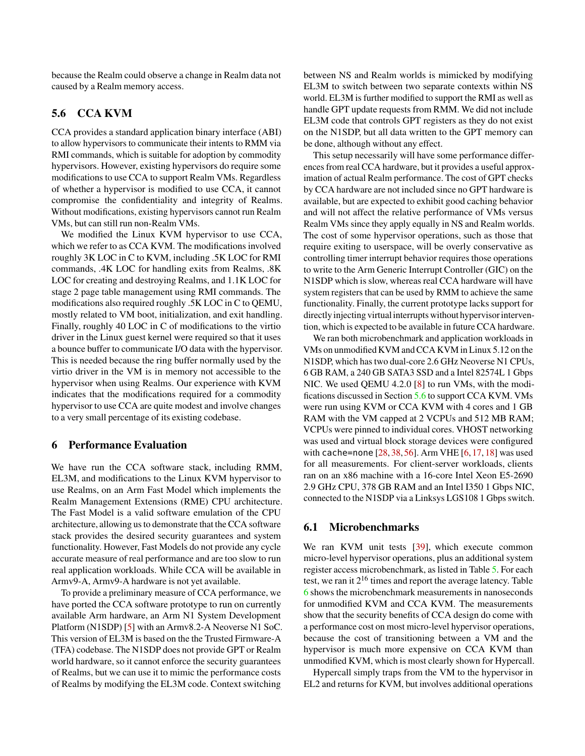because the Realm could observe a change in Realm data not caused by a Realm memory access.

### 5.6 CCA KVM

CCA provides a standard application binary interface (ABI) to allow hypervisors to communicate their intents to RMM via RMI commands, which is suitable for adoption by commodity hypervisors. However, existing hypervisors do require some modifications to use CCA to support Realm VMs. Regardless of whether a hypervisor is modified to use CCA, it cannot compromise the confidentiality and integrity of Realms. Without modifications, existing hypervisors cannot run Realm VMs, but can still run non-Realm VMs.

We modified the Linux KVM hypervisor to use CCA, which we refer to as CCA KVM. The modifications involved roughly 3K LOC in C to KVM, including .5K LOC for RMI commands, .4K LOC for handling exits from Realms, .8K LOC for creating and destroying Realms, and 1.1K LOC for stage 2 page table management using RMI commands. The modifications also required roughly .5K LOC in C to QEMU, mostly related to VM boot, initialization, and exit handling. Finally, roughly 40 LOC in C of modifications to the virtio driver in the Linux guest kernel were required so that it uses a bounce buffer to communicate I/O data with the hypervisor. This is needed because the ring buffer normally used by the virtio driver in the VM is in memory not accessible to the hypervisor when using Realms. Our experience with KVM indicates that the modifications required for a commodity hypervisor to use CCA are quite modest and involve changes to a very small percentage of its existing codebase.

## 6 Performance Evaluation

We have run the CCA software stack, including RMM, EL3M, and modifications to the Linux KVM hypervisor to use Realms, on an Arm Fast Model which implements the Realm Management Extensions (RME) CPU architecture. The Fast Model is a valid software emulation of the CPU architecture, allowing us to demonstrate that the CCA software stack provides the desired security guarantees and system functionality. However, Fast Models do not provide any cycle accurate measure of real performance and are too slow to run real application workloads. While CCA will be available in Armv9-A, Armv9-A hardware is not yet available.

To provide a preliminary measure of CCA performance, we have ported the CCA software prototype to run on currently available Arm hardware, an Arm N1 System Development Platform (N1SDP) [5] with an Armv8.2-A Neoverse N1 SoC. This version of EL3M is based on the the Trusted Firmware-A (TFA) codebase. The N1SDP does not provide GPT or Realm world hardware, so it cannot enforce the security guarantees of Realms, but we can use it to mimic the performance costs of Realms by modifying the EL3M code. Context switching between NS and Realm worlds is mimicked by modifying EL3M to switch between two separate contexts within NS world. EL3M is further modified to support the RMI as well as handle GPT update requests from RMM. We did not include EL3M code that controls GPT registers as they do not exist on the N1SDP, but all data written to the GPT memory can be done, although without any effect.

This setup necessarily will have some performance differences from real CCA hardware, but it provides a useful approximation of actual Realm performance. The cost of GPT checks by CCA hardware are not included since no GPT hardware is available, but are expected to exhibit good caching behavior and will not affect the relative performance of VMs versus Realm VMs since they apply equally in NS and Realm worlds. The cost of some hypervisor operations, such as those that require exiting to userspace, will be overly conservative as controlling timer interrupt behavior requires those operations to write to the Arm Generic Interrupt Controller (GIC) on the N1SDP which is slow, whereas real CCA hardware will have system registers that can be used by RMM to achieve the same functionality. Finally, the current prototype lacks support for directly injecting virtual interrupts without hypervisor intervention, which is expected to be available in future CCA hardware.

We ran both microbenchmark and application workloads in VMs on unmodified KVM and CCA KVM in Linux 5.12 on the N1SDP, which has two dual-core 2.6 GHz Neoverse N1 CPUs, 6 GB RAM, a 240 GB SATA3 SSD and a Intel 82574L 1 Gbps NIC. We used QEMU 4.2.0 [8] to run VMs, with the modifications discussed in Section 5.6 to support CCA KVM. VMs were run using KVM or CCA KVM with 4 cores and 1 GB RAM with the VM capped at 2 VCPUs and 512 MB RAM; VCPUs were pinned to individual cores. VHOST networking was used and virtual block storage devices were configured with `cache=none` [28, 38, 56]. Arm VHE [6, 17, 18] was used for all measurements. For client-server workloads, clients ran on an x86 machine with a 16-core Intel Xeon E5-2690 2.9 GHz CPU, 378 GB RAM and an Intel I350 1 Gbps NIC, connected to the N1SDP via a Linksys LGS108 1 Gbps switch.

### 6.1 Microbenchmarks

We ran KVM unit tests [39], which execute common micro-level hypervisor operations, plus an additional system register access microbenchmark, as listed in Table 5. For each test, we ran it $2^{16}$ times and report the average latency. Table 6 shows the microbenchmark measurements in nanoseconds for unmodified KVM and CCA KVM. The measurements show that the security benefits of CCA design do come with a performance cost on most micro-level hypervisor operations, because the cost of transitioning between a VM and the hypervisor is much more expensive on CCA KVM than unmodified KVM, which is most clearly shown for Hypercall.

Hypercall simply traps from the VM to the hypervisor in EL2 and returns for KVM, but involves additional operations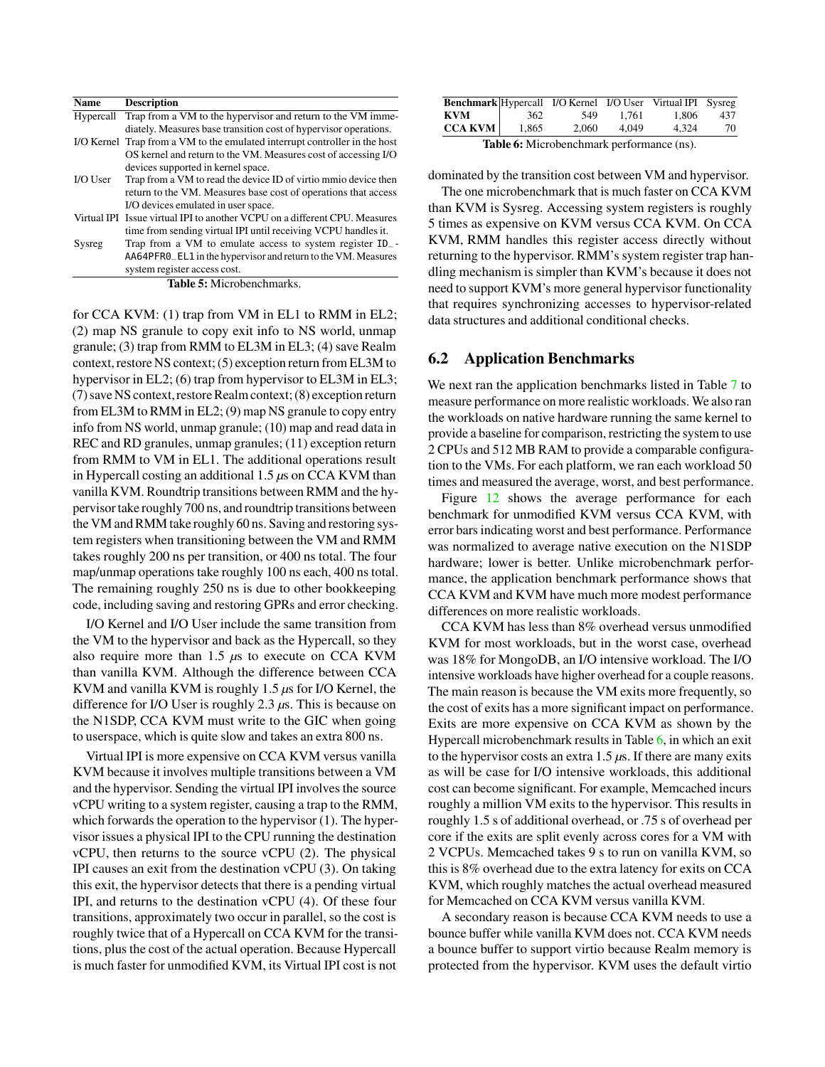| Name | Description |
|---|---|
| Hypercall | Trap from a VM to the hypervisor and return to the VM immediately. Measures base transition cost of hypervisor operations. |
| I/O Kernel | Trap from a VM to the emulated interrupt controller in the host OS kernel and return to the VM. Measures cost of accessing I/O devices supported in kernel space. |
| I/O User | Trap from a VM to read the device ID of virtio mmio device then return to the VM. Measures base cost of operations that access I/O devices emulated in user space. |
| Virtual IPI | Issue virtual IPI to another VCPU on a different CPU. Measures time from sending virtual IPI until receiving VCPU handles it. |
| Sysreg | Trap from a VM to emulate access to system register `ID_AA64PFR0_EL1` in the hypervisor and return to the VM. Measures system register access cost. |

**Table 5:** Microbenchmarks.

for CCA KVM: (1) trap from VM in EL1 to RMM in EL2; (2) map NS granule to copy exit info to NS world, unmap granule; (3) trap from RMM to EL3M in EL3; (4) save Realm context, restore NS context; (5) exception return from EL3M to hypervisor in EL2; (6) trap from hypervisor to EL3M in EL3; (7) save NS context, restore Realm context; (8) exception return from EL3M to RMM in EL2; (9) map NS granule to copy entry info from NS world, unmap granule; (10) map and read data in REC and RD granules, unmap granules; (11) exception return from RMM to VM in EL1. The additional operations result in Hypercall costing an additional 1.5 $\mu$s on CCA KVM than vanilla KVM. Roundtrip transitions between RMM and the hypervisor take roughly 700 ns, and roundtrip transitions between the VM and RMM take roughly 60 ns. Saving and restoring system registers when transitioning between the VM and RMM takes roughly 200 ns per transition, or 400 ns total. The four map/unmap operations take roughly 100 ns each, 400 ns total. The remaining roughly 250 ns is due to other bookkeeping code, including saving and restoring GPRs and error checking.

I/O Kernel and I/O User include the same transition from the VM to the hypervisor and back as the Hypercall, so they also require more than 1.5 $\mu$s to execute on CCA KVM than vanilla KVM. Although the difference between CCA KVM and vanilla KVM is roughly 1.5 $\mu$s for I/O Kernel, the difference for I/O User is roughly 2.3 $\mu$s. This is because on the N1SDP, CCA KVM must write to the GIC when going to userspace, which is quite slow and takes an extra 800 ns.

Virtual IPI is more expensive on CCA KVM versus vanilla KVM because it involves multiple transitions between a VM and the hypervisor. Sending the virtual IPI involves the source vCPU writing to a system register, causing a trap to the RMM, which forwards the operation to the hypervisor (1). The hypervisor issues a physical IPI to the CPU running the destination vCPU, then returns to the source vCPU (2). The physical IPI causes an exit from the destination vCPU (3). On taking this exit, the hypervisor detects that there is a pending virtual IPI, and returns to the destination vCPU (4). Of these four transitions, approximately two occur in parallel, so the cost is roughly twice that of a Hypercall on CCA KVM for the transitions, plus the cost of the actual operation. Because Hypercall is much faster for unmodified KVM, its Virtual IPI cost is not

| Benchmark | Hypercall | I/O Kernel | I/O User | Virtual IPI | Sysreg |
|---|---|---|---|---|---|
| KVM | 362 | 549 | 1,761 | 1,806 | 437 |
| CCA KVM | 1,865 | 2,060 | 4,049 | 4,324 | 70 |

**Table 6:** Microbenchmark performance (ns).

dominated by the transition cost between VM and hypervisor.

The one microbenchmark that is much faster on CCA KVM than KVM is Sysreg. Accessing system registers is roughly 5 times as expensive on KVM versus CCA KVM. On CCA KVM, RMM handles this register access directly without returning to the hypervisor. RMM's system register trap handling mechanism is simpler than KVM's because it does not need to support KVM's more general hypervisor functionality that requires synchronizing accesses to hypervisor-related data structures and additional conditional checks.

## 6.2 Application Benchmarks

We next ran the application benchmarks listed in Table 7 to measure performance on more realistic workloads. We also ran the workloads on native hardware running the same kernel to provide a baseline for comparison, restricting the system to use 2 CPUs and 512 MB RAM to provide a comparable configuration to the VMs. For each platform, we ran each workload 50 times and measured the average, worst, and best performance.

Figure 12 shows the average performance for each benchmark for unmodified KVM versus CCA KVM, with error bars indicating worst and best performance. Performance was normalized to average native execution on the N1SDP hardware; lower is better. Unlike microbenchmark performance, the application benchmark performance shows that CCA KVM and KVM have much more modest performance differences on more realistic workloads.

CCA KVM has less than 8% overhead versus unmodified KVM for most workloads, but in the worst case, overhead was 18% for MongoDB, an I/O intensive workload. The I/O intensive workloads have higher overhead for a couple reasons. The main reason is because the VM exits more frequently, so the cost of exits has a more significant impact on performance. Exits are more expensive on CCA KVM as shown by the Hypercall microbenchmark results in Table 6, in which an exit to the hypervisor costs an extra 1.5 $\mu$s. If there are many exits as will be case for I/O intensive workloads, this additional cost can become significant. For example, Memcached incurs roughly a million VM exits to the hypervisor. This results in roughly 1.5 s of additional overhead, or .75 s of overhead per core if the exits are split evenly across cores for a VM with 2 VCPUs. Memcached takes 9 s to run on vanilla KVM, so this is 8% overhead due to the extra latency for exits on CCA KVM, which roughly matches the actual overhead measured for Memcached on CCA KVM versus vanilla KVM.

A secondary reason is because CCA KVM needs to use a bounce buffer while vanilla KVM does not. CCA KVM needs a bounce buffer to support virtio because Realm memory is protected from the hypervisor. KVM uses the default virtio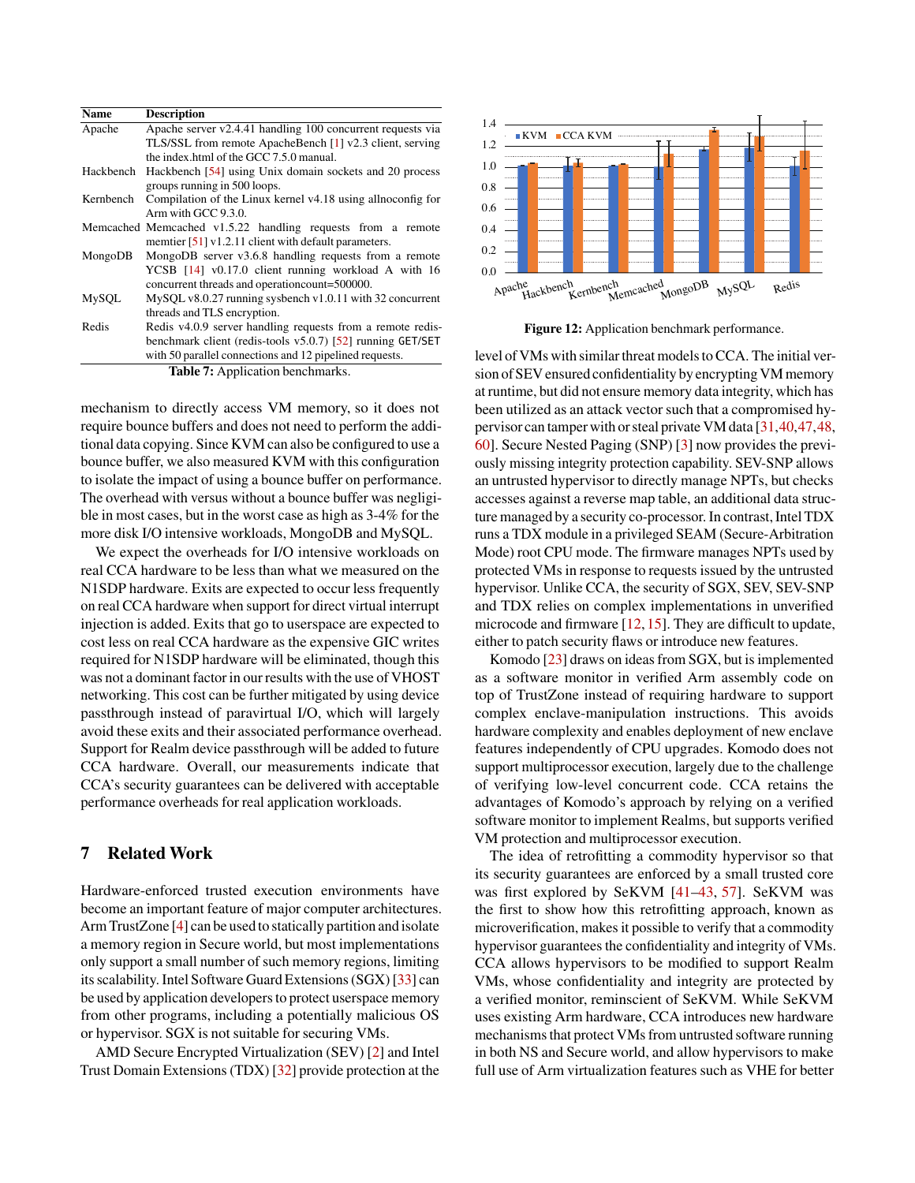| Name | Description |
|---|---|
| Apache | Apache server v2.4.41 handling 100 concurrent requests via TLS/SSL from remote ApacheBench [1] v2.3 client, serving the index.html of the GCC 7.5.0 manual. |
| Hackbench | Hackbench [54] using Unix domain sockets and 20 process groups running in 500 loops. |
| Kernbench | Compilation of the Linux kernel v4.18 using allnoconfig for Arm with GCC 9.3.0. |
| Memcached | Memcached v1.5.22 handling requests from a remote memtier [51] v1.2.11 client with default parameters. |
| MongoDB | MongoDB server v3.6.8 handling requests from a remote YCSB [14] v0.17.0 client running workload A with 16 concurrent threads and operationcount=500000. |
| MySQL | MySQL v8.0.27 running sysbench v1.0.11 with 32 concurrent threads and TLS encryption. |
| Redis | Redis v4.0.9 server handling requests from a remote redis-benchmark client (redis-tools v5.0.7) [52] running GET/SET with 50 parallel connections and 12 pipelined requests. |

**Table 7:** Application benchmarks.

**Figure 12:** Application benchmark performance.

mechanism to directly access VM memory, so it does not require bounce buffers and does not need to perform the additional data copying. Since KVM can also be configured to use a bounce buffer, we also measured KVM with this configuration to isolate the impact of using a bounce buffer on performance. The overhead with versus without a bounce buffer was negligible in most cases, but in the worst case as high as 3-4% for the more disk I/O intensive workloads, MongoDB and MySQL.

We expect the overheads for I/O intensive workloads on real CCA hardware to be less than what we measured on the N1SDP hardware. Exits are expected to occur less frequently on real CCA hardware when support for direct virtual interrupt injection is added. Exits that go to userspace are expected to cost less on real CCA hardware as the expensive GIC writes required for N1SDP hardware will be eliminated, though this was not a dominant factor in our results with the use of VHOST networking. This cost can be further mitigated by using device passthrough instead of paravirtual I/O, which will largely avoid these exits and their associated performance overhead. Support for Realm device passthrough will be added to future CCA hardware. Overall, our measurements indicate that CCA's security guarantees can be delivered with acceptable performance overheads for real application workloads.

## 7 Related Work

Hardware-enforced trusted execution environments have become an important feature of major computer architectures. Arm TrustZone [4] can be used to statically partition and isolate a memory region in Secure world, but most implementations only support a small number of such memory regions, limiting its scalability. Intel Software Guard Extensions (SGX) [33] can be used by application developers to protect userspace memory from other programs, including a potentially malicious OS or hypervisor. SGX is not suitable for securing VMs.

AMD Secure Encrypted Virtualization (SEV) [2] and Intel Trust Domain Extensions (TDX) [32] provide protection at the level of VMs with similar threat models to CCA. The initial version of SEV ensured confidentiality by encrypting VM memory at runtime, but did not ensure memory data integrity, which has been utilized as an attack vector such that a compromised hypervisor can tamper with or steal private VM data [31, 40, 47, 48, 60]. Secure Nested Paging (SNP) [3] now provides the previously missing integrity protection capability. SEV-SNP allows an untrusted hypervisor to directly manage NPTs, but checks accesses against a reverse map table, an additional data structure managed by a security co-processor. In contrast, Intel TDX runs a TDX module in a privileged SEAM (Secure-Arbitration Mode) root CPU mode. The firmware manages NPTs used by protected VMs in response to requests issued by the untrusted hypervisor. Unlike CCA, the security of SGX, SEV, SEV-SNP and TDX relies on complex implementations in unverified microcode and firmware [12, 15]. They are difficult to update, either to patch security flaws or introduce new features.

Komodo [23] draws on ideas from SGX, but is implemented as a software monitor in verified Arm assembly code on top of TrustZone instead of requiring hardware to support complex enclave-manipulation instructions. This avoids hardware complexity and enables deployment of new enclave features independently of CPU upgrades. Komodo does not support multiprocessor execution, largely due to the challenge of verifying low-level concurrent code. CCA retains the advantages of Komodo's approach by relying on a verified software monitor to implement Realms, but supports verified VM protection and multiprocessor execution.

The idea of retrofitting a commodity hypervisor so that its security guarantees are enforced by a small trusted core was first explored by SeKVM [41–43, 57]. SeKVM was the first to show how this retrofitting approach, known as microverification, makes it possible to verify that a commodity hypervisor guarantees the confidentiality and integrity of VMs. CCA allows hypervisors to be modified to support Realm VMs, whose confidentiality and integrity are protected by a verified monitor, reminiscent of SeKVM. While SeKVM uses existing Arm hardware, CCA introduces new hardware mechanisms that protect VMs from untrusted software running in both NS and Secure world, and allow hypervisors to make full use of Arm virtualization features such as VHE for better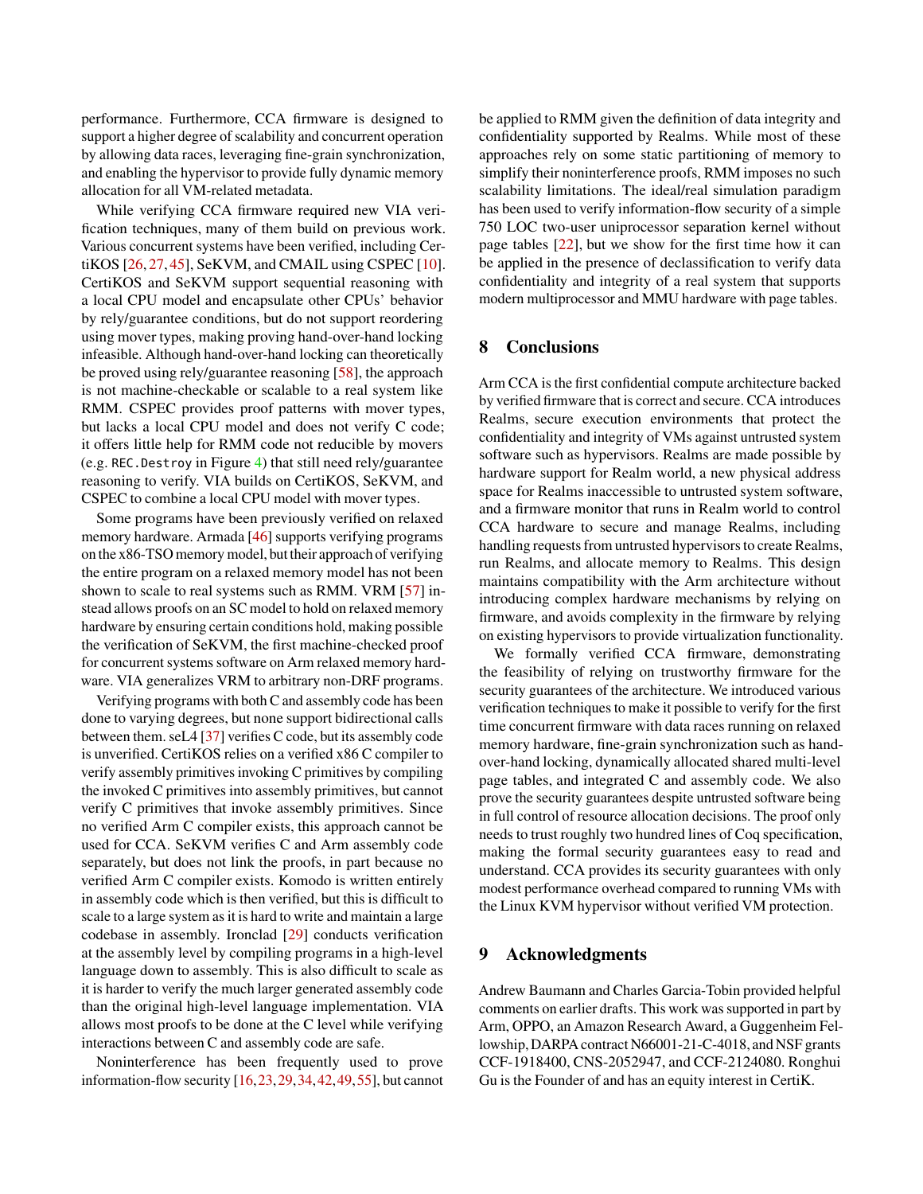performance. Furthermore, CCA firmware is designed to support a higher degree of scalability and concurrent operation by allowing data races, leveraging fine-grain synchronization, and enabling the hypervisor to provide fully dynamic memory allocation for all VM-related metadata.

While verifying CCA firmware required new VIA verification techniques, many of them build on previous work. Various concurrent systems have been verified, including CertiKOS [26, 27, 45], SeKVM, and CMAIL using CSPEC [10]. CertiKOS and SeKVM support sequential reasoning with a local CPU model and encapsulate other CPUs' behavior by rely/guarantee conditions, but do not support reordering using mover types, making proving hand-over-hand locking infeasible. Although hand-over-hand locking can theoretically be proved using rely/guarantee reasoning [58], the approach is not machine-checkable or scalable to a real system like RMM. CSPEC provides proof patterns with mover types, but lacks a local CPU model and does not verify C code; it offers little help for RMM code not reducible by movers (e.g. `REC.Destroy` in Figure 4) that still need rely/guarantee reasoning to verify. VIA builds on CertiKOS, SeKVM, and CSPEC to combine a local CPU model with mover types.

Some programs have been previously verified on relaxed memory hardware. Armada [46] supports verifying programs on the x86-TSO memory model, but their approach of verifying the entire program on a relaxed memory model has not been shown to scale to real systems such as RMM. VRM [57] instead allows proofs on an SC model to hold on relaxed memory hardware by ensuring certain conditions hold, making possible the verification of SeKVM, the first machine-checked proof for concurrent systems software on Arm relaxed memory hardware. VIA generalizes VRM to arbitrary non-DRF programs.

Verifying programs with both C and assembly code has been done to varying degrees, but none support bidirectional calls between them. seL4 [37] verifies C code, but its assembly code is unverified. CertiKOS relies on a verified x86 C compiler to verify assembly primitives invoking C primitives by compiling the invoked C primitives into assembly primitives, but cannot verify C primitives that invoke assembly primitives. Since no verified Arm C compiler exists, this approach cannot be used for CCA. SeKVM verifies C and Arm assembly code separately, but does not link the proofs, in part because no verified Arm C compiler exists. Komodo is written entirely in assembly code which is then verified, but this is difficult to scale to a large system as it is hard to write and maintain a large codebase in assembly. Ironclad [29] conducts verification at the assembly level by compiling programs in a high-level language down to assembly. This is also difficult to scale as it is harder to verify the much larger generated assembly code than the original high-level language implementation. VIA allows most proofs to be done at the C level while verifying interactions between C and assembly code are safe.

Noninterference has been frequently used to prove information-flow security [16, 23, 29, 34, 42, 49, 55], but cannot be applied to RMM given the definition of data integrity and confidentiality supported by Realms. While most of these approaches rely on some static partitioning of memory to simplify their noninterference proofs, RMM imposes no such scalability limitations. The ideal/real simulation paradigm has been used to verify information-flow security of a simple 750 LOC two-user uniprocessor separation kernel without page tables [22], but we show for the first time how it can be applied in the presence of declassification to verify data confidentiality and integrity of a real system that supports modern multiprocessor and MMU hardware with page tables.

## 8 Conclusions

Arm CCA is the first confidential compute architecture backed by verified firmware that is correct and secure. CCA introduces Realms, secure execution environments that protect the confidentiality and integrity of VMs against untrusted system software such as hypervisors. Realms are made possible by hardware support for Realm world, a new physical address space for Realms inaccessible to untrusted system software, and a firmware monitor that runs in Realm world to control CCA hardware to secure and manage Realms, including handling requests from untrusted hypervisors to create Realms, run Realms, and allocate memory to Realms. This design maintains compatibility with the Arm architecture without introducing complex hardware mechanisms by relying on firmware, and avoids complexity in the firmware by relying on existing hypervisors to provide virtualization functionality.

We formally verified CCA firmware, demonstrating the feasibility of relying on trustworthy firmware for the security guarantees of the architecture. We introduced various verification techniques to make it possible to verify for the first time concurrent firmware with data races running on relaxed memory hardware, fine-grain synchronization such as hand-over-hand locking, dynamically allocated shared multi-level page tables, and integrated C and assembly code. We also prove the security guarantees despite untrusted software being in full control of resource allocation decisions. The proof only needs to trust roughly two hundred lines of Coq specification, making the formal security guarantees easy to read and understand. CCA provides its security guarantees with only modest performance overhead compared to running VMs with the Linux KVM hypervisor without verified VM protection.

## 9 Acknowledgments

Andrew Baumann and Charles Garcia-Tobin provided helpful comments on earlier drafts. This work was supported in part by Arm, OPPO, an Amazon Research Award, a Guggenheim Fellowship, DARPA contract N66001-21-C-4018, and NSF grants CCF-1918400, CNS-2052947, and CCF-2124080. Ronghui Gu is the Founder of and has an equity interest in CertiK.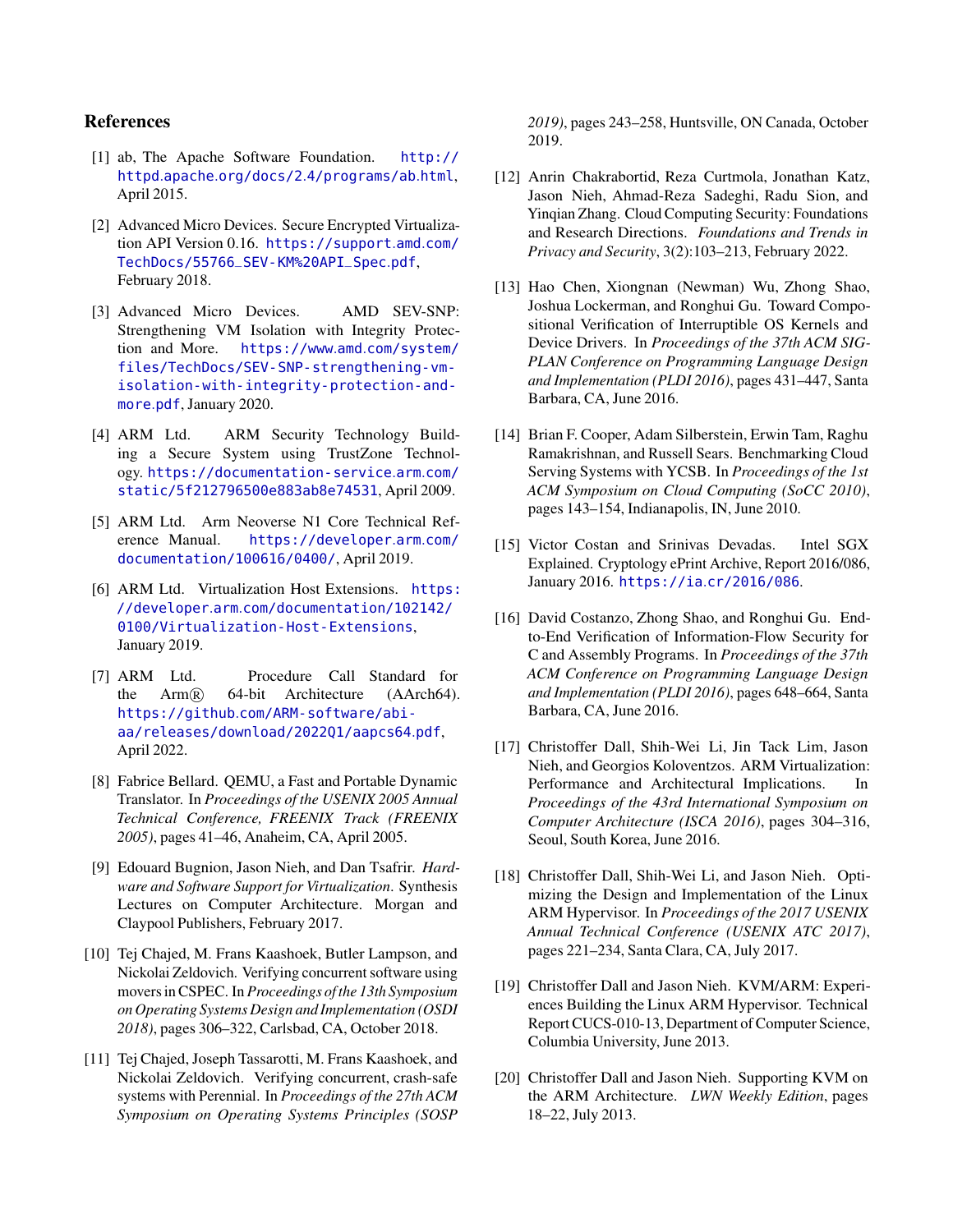## References

[1] ab, The Apache Software Foundation. http://httpd.apache.org/docs/2.4/programs/ab.html, April 2015.

[2] Advanced Micro Devices. Secure Encrypted Virtualization API Version 0.16. https://support.amd.com/TechDocs/55766_SEV-KM%20API_Spec.pdf, February 2018.

[3] Advanced Micro Devices. AMD SEV-SNP: Strengthening VM Isolation with Integrity Protection and More. https://www.amd.com/system/files/TechDocs/SEV-SNP-strengthening-vm-isolation-with-integrity-protection-and-more.pdf, January 2020.

[4] ARM Ltd. ARM Security Technology Building a Secure System using TrustZone Technology. https://documentation-service.arm.com/static/5f212796500e883ab8e74531, April 2009.

[5] ARM Ltd. Arm Neoverse N1 Core Technical Reference Manual. https://developer.arm.com/documentation/100616/0400/, April 2019.

[6] ARM Ltd. Virtualization Host Extensions. https://developer.arm.com/documentation/102142/0100/Virtualization-Host-Extensions, January 2019.

[7] ARM Ltd. Procedure Call Standard for the Arm® 64-bit Architecture (AArch64). https://github.com/ARM-software/abi-aa/releases/download/2022Q1/aapcs64.pdf, April 2022.

[8] Fabrice Bellard. QEMU, a Fast and Portable Dynamic Translator. In *Proceedings of the USENIX 2005 Annual Technical Conference, FREENIX Track (FREENIX 2005)*, pages 41–46, Anaheim, CA, April 2005.

[9] Edouard Bugnion, Jason Nieh, and Dan Tsafrir. *Hardware and Software Support for Virtualization*. Synthesis Lectures on Computer Architecture. Morgan and Claypool Publishers, February 2017.

[10] Tej Chajed, M. Frans Kaashoek, Butler Lampson, and Nickolai Zeldovich. Verifying concurrent software using movers in CSPEC. In *Proceedings of the 13th Symposium on Operating Systems Design and Implementation (OSDI 2018)*, pages 306–322, Carlsbad, CA, October 2018.

[11] Tej Chajed, Joseph Tassarotti, M. Frans Kaashoek, and Nickolai Zeldovich. Verifying concurrent, crash-safe systems with Perennial. In *Proceedings of the 27th ACM Symposium on Operating Systems Principles (SOSP 2019)*, pages 243–258, Huntsville, ON Canada, October 2019.

[12] Anrin Chakrabortid, Reza Curtmola, Jonathan Katz, Jason Nieh, Ahmad-Reza Sadeghi, Radu Sion, and Yinqian Zhang. Cloud Computing Security: Foundations and Research Directions. *Foundations and Trends in Privacy and Security*, 3(2):103–213, February 2022.

[13] Hao Chen, Xiongnan (Newman) Wu, Zhong Shao, Joshua Lockerman, and Ronghui Gu. Toward Compositional Verification of Interruptible OS Kernels and Device Drivers. In *Proceedings of the 37th ACM SIGPLAN Conference on Programming Language Design and Implementation (PLDI 2016)*, pages 431–447, Santa Barbara, CA, June 2016.

[14] Brian F. Cooper, Adam Silberstein, Erwin Tam, Raghu Ramakrishnan, and Russell Sears. Benchmarking Cloud Serving Systems with YCSB. In *Proceedings of the 1st ACM Symposium on Cloud Computing (SoCC 2010)*, pages 143–154, Indianapolis, IN, June 2010.

[15] Victor Costan and Srinivas Devadas. Intel SGX Explained. Cryptology ePrint Archive, Report 2016/086, January 2016. https://ia.cr/2016/086.

[16] David Costanzo, Zhong Shao, and Ronghui Gu. End-to-End Verification of Information-Flow Security for C and Assembly Programs. In *Proceedings of the 37th ACM Conference on Programming Language Design and Implementation (PLDI 2016)*, pages 648–664, Santa Barbara, CA, June 2016.

[17] Christoffer Dall, Shih-Wei Li, Jin Tack Lim, Jason Nieh, and Georgios Koloventzos. ARM Virtualization: Performance and Architectural Implications. In *Proceedings of the 43rd International Symposium on Computer Architecture (ISCA 2016)*, pages 304–316, Seoul, South Korea, June 2016.

[18] Christoffer Dall, Shih-Wei Li, and Jason Nieh. Optimizing the Design and Implementation of the Linux ARM Hypervisor. In *Proceedings of the 2017 USENIX Annual Technical Conference (USENIX ATC 2017)*, pages 221–234, Santa Clara, CA, July 2017.

[19] Christoffer Dall and Jason Nieh. KVM/ARM: Experiences Building the Linux ARM Hypervisor. Technical Report CUCS-010-13, Department of Computer Science, Columbia University, June 2013.

[20] Christoffer Dall and Jason Nieh. Supporting KVM on the ARM Architecture. *LWN Weekly Edition*, pages 18–22, July 2013.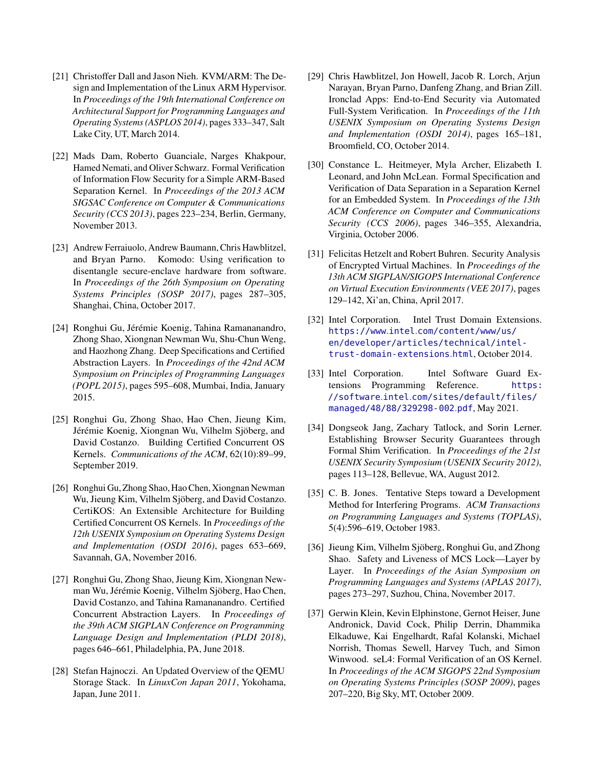[21] Christoffer Dall and Jason Nieh. KVM/ARM: The Design and Implementation of the Linux ARM Hypervisor. In *Proceedings of the 19th International Conference on Architectural Support for Programming Languages and Operating Systems (ASPLOS 2014)*, pages 333–347, Salt Lake City, UT, March 2014.

[22] Mads Dam, Roberto Guanciale, Narges Khakpour, Hamed Nemati, and Oliver Schwarz. Formal Verification of Information Flow Security for a Simple ARM-Based Separation Kernel. In *Proceedings of the 2013 ACM SIGSAC Conference on Computer & Communications Security (CCS 2013)*, pages 223–234, Berlin, Germany, November 2013.

[23] Andrew Ferraiuolo, Andrew Baumann, Chris Hawblitzel, and Bryan Parno. Komodo: Using verification to disentangle secure-enclave hardware from software. In *Proceedings of the 26th Symposium on Operating Systems Principles (SOSP 2017)*, pages 287–305, Shanghai, China, October 2017.

[24] Ronghui Gu, Jérémie Koenig, Tahina Ramananandro, Zhong Shao, Xiongnan Newman Wu, Shu-Chun Weng, and Haozhong Zhang. Deep Specifications and Certified Abstraction Layers. In *Proceedings of the 42nd ACM Symposium on Principles of Programming Languages (POPL 2015)*, pages 595–608, Mumbai, India, January 2015.

[25] Ronghui Gu, Zhong Shao, Hao Chen, Jieung Kim, Jérémie Koenig, Xiongnan Wu, Vilhelm Sjöberg, and David Costanzo. Building Certified Concurrent OS Kernels. *Communications of the ACM*, 62(10):89–99, September 2019.

[26] Ronghui Gu, Zhong Shao, Hao Chen, Xiongnan Newman Wu, Jieung Kim, Vilhelm Sjöberg, and David Costanzo. CertiKOS: An Extensible Architecture for Building Certified Concurrent OS Kernels. In *Proceedings of the 12th USENIX Symposium on Operating Systems Design and Implementation (OSDI 2016)*, pages 653–669, Savannah, GA, November 2016.

[27] Ronghui Gu, Zhong Shao, Jieung Kim, Xiongnan Newman Wu, Jérémie Koenig, Vilhelm Sjöberg, Hao Chen, David Costanzo, and Tahina Ramananandro. Certified Concurrent Abstraction Layers. In *Proceedings of the 39th ACM SIGPLAN Conference on Programming Language Design and Implementation (PLDI 2018)*, pages 646–661, Philadelphia, PA, June 2018.

[28] Stefan Hajnoczi. An Updated Overview of the QEMU Storage Stack. In *LinuxCon Japan 2011*, Yokohama, Japan, June 2011.

[29] Chris Hawblitzel, Jon Howell, Jacob R. Lorch, Arjun Narayan, Bryan Parno, Danfeng Zhang, and Brian Zill. Ironclad Apps: End-to-End Security via Automated Full-System Verification. In *Proceedings of the 11th USENIX Symposium on Operating Systems Design and Implementation (OSDI 2014)*, pages 165–181, Broomfield, CO, October 2014.

[30] Constance L. Heitmeyer, Myla Archer, Elizabeth I. Leonard, and John McLean. Formal Specification and Verification of Data Separation in a Separation Kernel for an Embedded System. In *Proceedings of the 13th ACM Conference on Computer and Communications Security (CCS 2006)*, pages 346–355, Alexandria, Virginia, October 2006.

[31] Felicitas Hetzelt and Robert Buhren. Security Analysis of Encrypted Virtual Machines. In *Proceedings of the 13th ACM SIGPLAN/SIGOPS International Conference on Virtual Execution Environments (VEE 2017)*, pages 129–142, Xi'an, China, April 2017.

[32] Intel Corporation. Intel Trust Domain Extensions. https://www.intel.com/content/www/us/en/developer/articles/technical/intel-trust-domain-extensions.html, October 2014.

[33] Intel Corporation. Intel Software Guard Extensions Programming Reference. https://software.intel.com/sites/default/files/managed/48/88/329298-002.pdf, May 2021.

[34] Dongseok Jang, Zachary Tatlock, and Sorin Lerner. Establishing Browser Security Guarantees through Formal Shim Verification. In *Proceedings of the 21st USENIX Security Symposium (USENIX Security 2012)*, pages 113–128, Bellevue, WA, August 2012.

[35] C. B. Jones. Tentative Steps toward a Development Method for Interfering Programs. *ACM Transactions on Programming Languages and Systems (TOPLAS)*, 5(4):596–619, October 1983.

[36] Jieung Kim, Vilhelm Sjöberg, Ronghui Gu, and Zhong Shao. Safety and Liveness of MCS Lock—Layer by Layer. In *Proceedings of the Asian Symposium on Programming Languages and Systems (APLAS 2017)*, pages 273–297, Suzhou, China, November 2017.

[37] Gerwin Klein, Kevin Elphinstone, Gernot Heiser, June Andronick, David Cock, Philip Derrin, Dhammika Elkaduwe, Kai Engelhardt, Rafal Kolanski, Michael Norrish, Thomas Sewell, Harvey Tuch, and Simon Winwood. seL4: Formal Verification of an OS Kernel. In *Proceedings of the ACM SIGOPS 22nd Symposium on Operating Systems Principles (SOSP 2009)*, pages 207–220, Big Sky, MT, October 2009.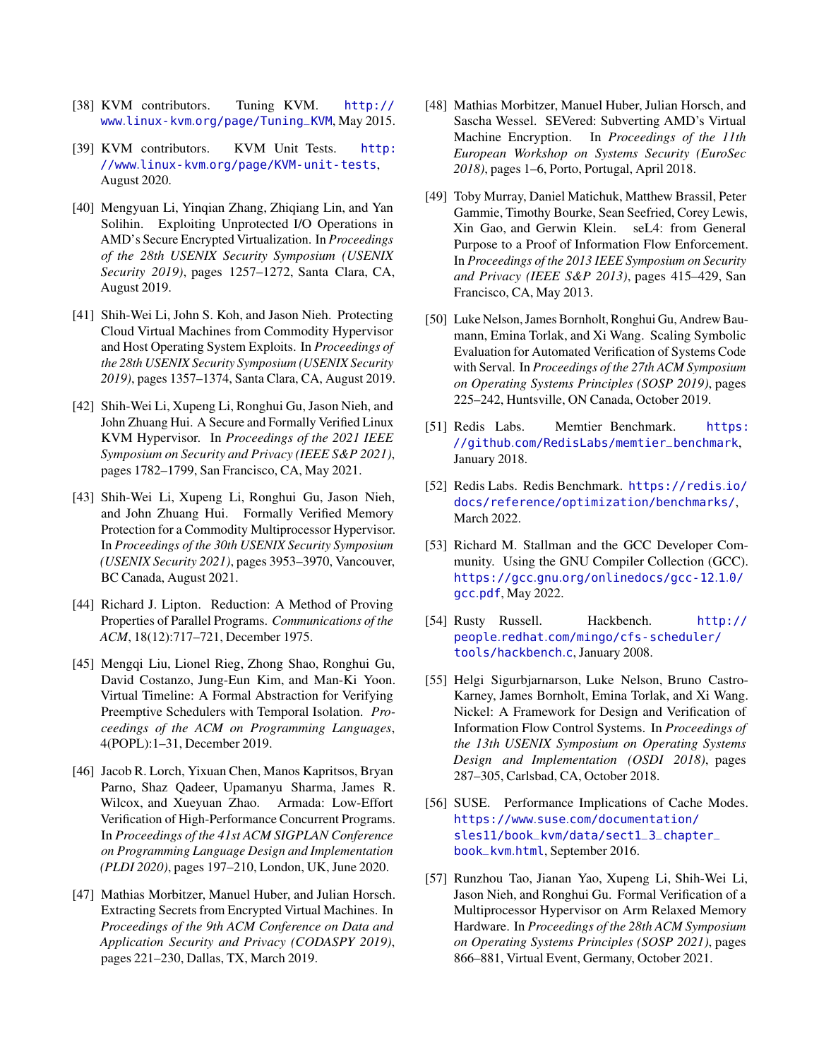[38] KVM contributors. Tuning KVM. http://www.linux-kvm.org/page/Tuning_KVM, May 2015.

[39] KVM contributors. KVM Unit Tests. http://www.linux-kvm.org/page/KVM-unit-tests, August 2020.

[40] Mengyuan Li, Yinqian Zhang, Zhiqiang Lin, and Yan Solihin. Exploiting Unprotected I/O Operations in AMD's Secure Encrypted Virtualization. In *Proceedings of the 28th USENIX Security Symposium (USENIX Security 2019)*, pages 1257–1272, Santa Clara, CA, August 2019.

[41] Shih-Wei Li, John S. Koh, and Jason Nieh. Protecting Cloud Virtual Machines from Commodity Hypervisor and Host Operating System Exploits. In *Proceedings of the 28th USENIX Security Symposium (USENIX Security 2019)*, pages 1357–1374, Santa Clara, CA, August 2019.

[42] Shih-Wei Li, Xupeng Li, Ronghui Gu, Jason Nieh, and John Zhuang Hui. A Secure and Formally Verified Linux KVM Hypervisor. In *Proceedings of the 2021 IEEE Symposium on Security and Privacy (IEEE S&P 2021)*, pages 1782–1799, San Francisco, CA, May 2021.

[43] Shih-Wei Li, Xupeng Li, Ronghui Gu, Jason Nieh, and John Zhuang Hui. Formally Verified Memory Protection for a Commodity Multiprocessor Hypervisor. In *Proceedings of the 30th USENIX Security Symposium (USENIX Security 2021)*, pages 3953–3970, Vancouver, BC Canada, August 2021.

[44] Richard J. Lipton. Reduction: A Method of Proving Properties of Parallel Programs. *Communications of the ACM*, 18(12):717–721, December 1975.

[45] Mengqi Liu, Lionel Rieg, Zhong Shao, Ronghui Gu, David Costanzo, Jung-Eun Kim, and Man-Ki Yoon. Virtual Timeline: A Formal Abstraction for Verifying Preemptive Schedulers with Temporal Isolation. *Proceedings of the ACM on Programming Languages*, 4(POPL):1–31, December 2019.

[46] Jacob R. Lorch, Yixuan Chen, Manos Kapritsos, Bryan Parno, Shaz Qadeer, Upamanyu Sharma, James R. Wilcox, and Xueyuan Zhao. Armada: Low-Effort Verification of High-Performance Concurrent Programs. In *Proceedings of the 41st ACM SIGPLAN Conference on Programming Language Design and Implementation (PLDI 2020)*, pages 197–210, London, UK, June 2020.

[47] Mathias Morbitzer, Manuel Huber, and Julian Horsch. Extracting Secrets from Encrypted Virtual Machines. In *Proceedings of the 9th ACM Conference on Data and Application Security and Privacy (CODASPY 2019)*, pages 221–230, Dallas, TX, March 2019.

[48] Mathias Morbitzer, Manuel Huber, Julian Horsch, and Sascha Wessel. SEVered: Subverting AMD's Virtual Machine Encryption. In *Proceedings of the 11th European Workshop on Systems Security (EuroSec 2018)*, pages 1–6, Porto, Portugal, April 2018.

[49] Toby Murray, Daniel Matichuk, Matthew Brassil, Peter Gammie, Timothy Bourke, Sean Seefried, Corey Lewis, Xin Gao, and Gerwin Klein. seL4: from General Purpose to a Proof of Information Flow Enforcement. In *Proceedings of the 2013 IEEE Symposium on Security and Privacy (IEEE S&P 2013)*, pages 415–429, San Francisco, CA, May 2013.

[50] Luke Nelson, James Bornholt, Ronghui Gu, Andrew Baumann, Emina Torlak, and Xi Wang. Scaling Symbolic Evaluation for Automated Verification of Systems Code with Serval. In *Proceedings of the 27th ACM Symposium on Operating Systems Principles (SOSP 2019)*, pages 225–242, Huntsville, ON Canada, October 2019.

[51] Redis Labs. Memtier Benchmark. https://github.com/RedisLabs/memtier_benchmark, January 2018.

[52] Redis Labs. Redis Benchmark. https://redis.io/docs/reference/optimization/benchmarks/, March 2022.

[53] Richard M. Stallman and the GCC Developer Community. Using the GNU Compiler Collection (GCC). https://gcc.gnu.org/onlinedocs/gcc-12.1.0/gcc.pdf, May 2022.

[54] Rusty Russell. Hackbench. http://people.redhat.com/mingo/cfs-scheduler/tools/hackbench.c, January 2008.

[55] Helgi Sigurbjarnarson, Luke Nelson, Bruno Castro-Karney, James Bornholt, Emina Torlak, and Xi Wang. Nickel: A Framework for Design and Verification of Information Flow Control Systems. In *Proceedings of the 13th USENIX Symposium on Operating Systems Design and Implementation (OSDI 2018)*, pages 287–305, Carlsbad, CA, October 2018.

[56] SUSE. Performance Implications of Cache Modes. https://www.suse.com/documentation/sles11/book_kvm/data/sect1_3_chapter_book_kvm.html, September 2016.

[57] Runzhou Tao, Jianan Yao, Xupeng Li, Shih-Wei Li, Jason Nieh, and Ronghui Gu. Formal Verification of a Multiprocessor Hypervisor on Arm Relaxed Memory Hardware. In *Proceedings of the 28th ACM Symposium on Operating Systems Principles (SOSP 2021)*, pages 866–881, Virtual Event, Germany, October 2021.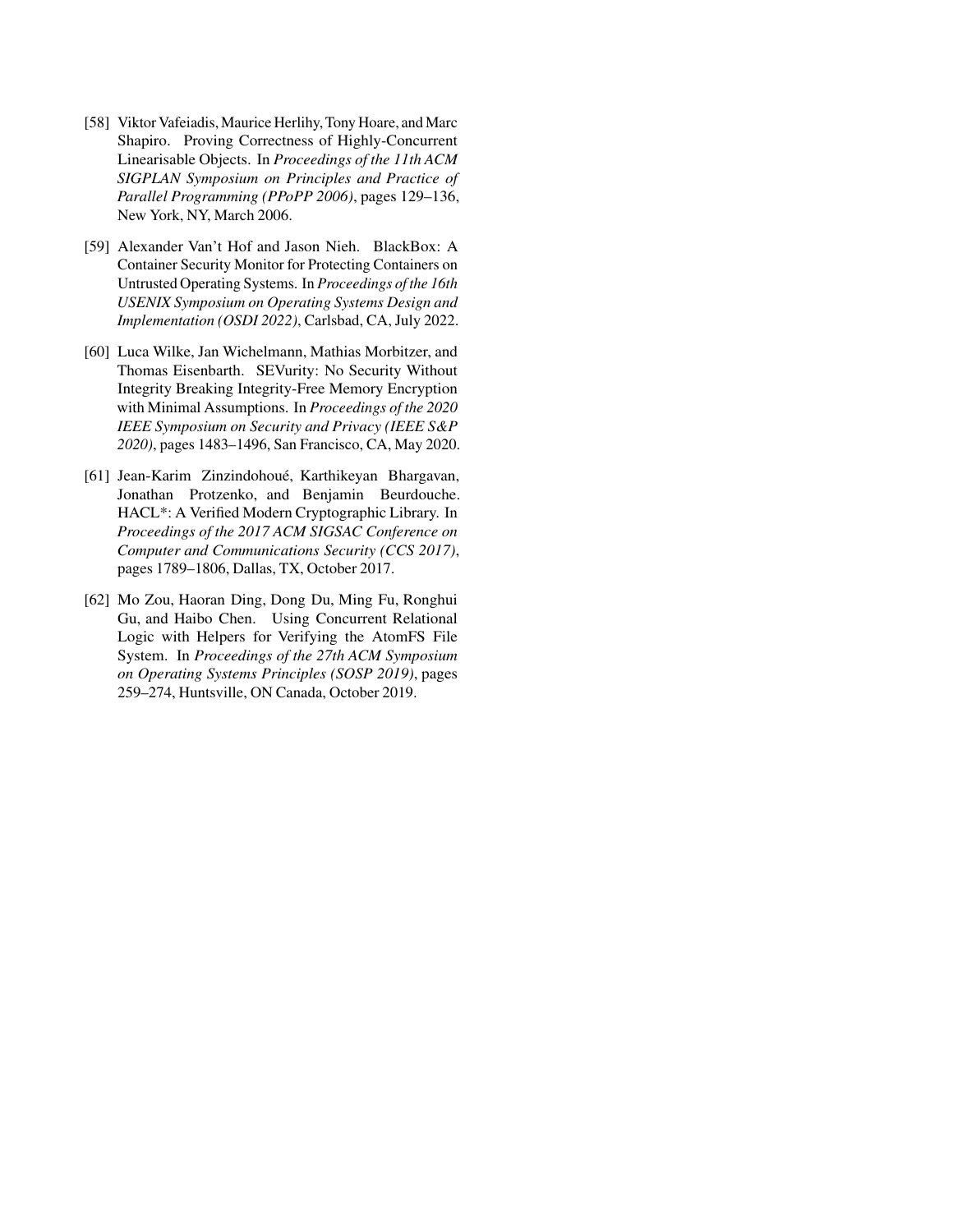[58] Viktor Vafeiadis, Maurice Herlihy, Tony Hoare, and Marc Shapiro. Proving Correctness of Highly-Concurrent Linearisable Objects. In *Proceedings of the 11th ACM SIGPLAN Symposium on Principles and Practice of Parallel Programming (PPoPP 2006)*, pages 129–136, New York, NY, March 2006.

[59] Alexander Van't Hof and Jason Nieh. BlackBox: A Container Security Monitor for Protecting Containers on Untrusted Operating Systems. In *Proceedings of the 16th USENIX Symposium on Operating Systems Design and Implementation (OSDI 2022)*, Carlsbad, CA, July 2022.

[60] Luca Wilke, Jan Wichelmann, Mathias Morbitzer, and Thomas Eisenbarth. SEVurity: No Security Without Integrity Breaking Integrity-Free Memory Encryption with Minimal Assumptions. In *Proceedings of the 2020 IEEE Symposium on Security and Privacy (IEEE S&P 2020)*, pages 1483–1496, San Francisco, CA, May 2020.

[61] Jean-Karim Zinzindohoué, Karthikeyan Bhargavan, Jonathan Protzenko, and Benjamin Beurdouche. HACL*: A Verified Modern Cryptographic Library. In *Proceedings of the 2017 ACM SIGSAC Conference on Computer and Communications Security (CCS 2017)*, pages 1789–1806, Dallas, TX, October 2017.

[62] Mo Zou, Haoran Ding, Dong Du, Ming Fu, Ronghui Gu, and Haibo Chen. Using Concurrent Relational Logic with Helpers for Verifying the AtomFS File System. In *Proceedings of the 27th ACM Symposium on Operating Systems Principles (SOSP 2019)*, pages 259–274, Huntsville, ON Canada, October 2019.